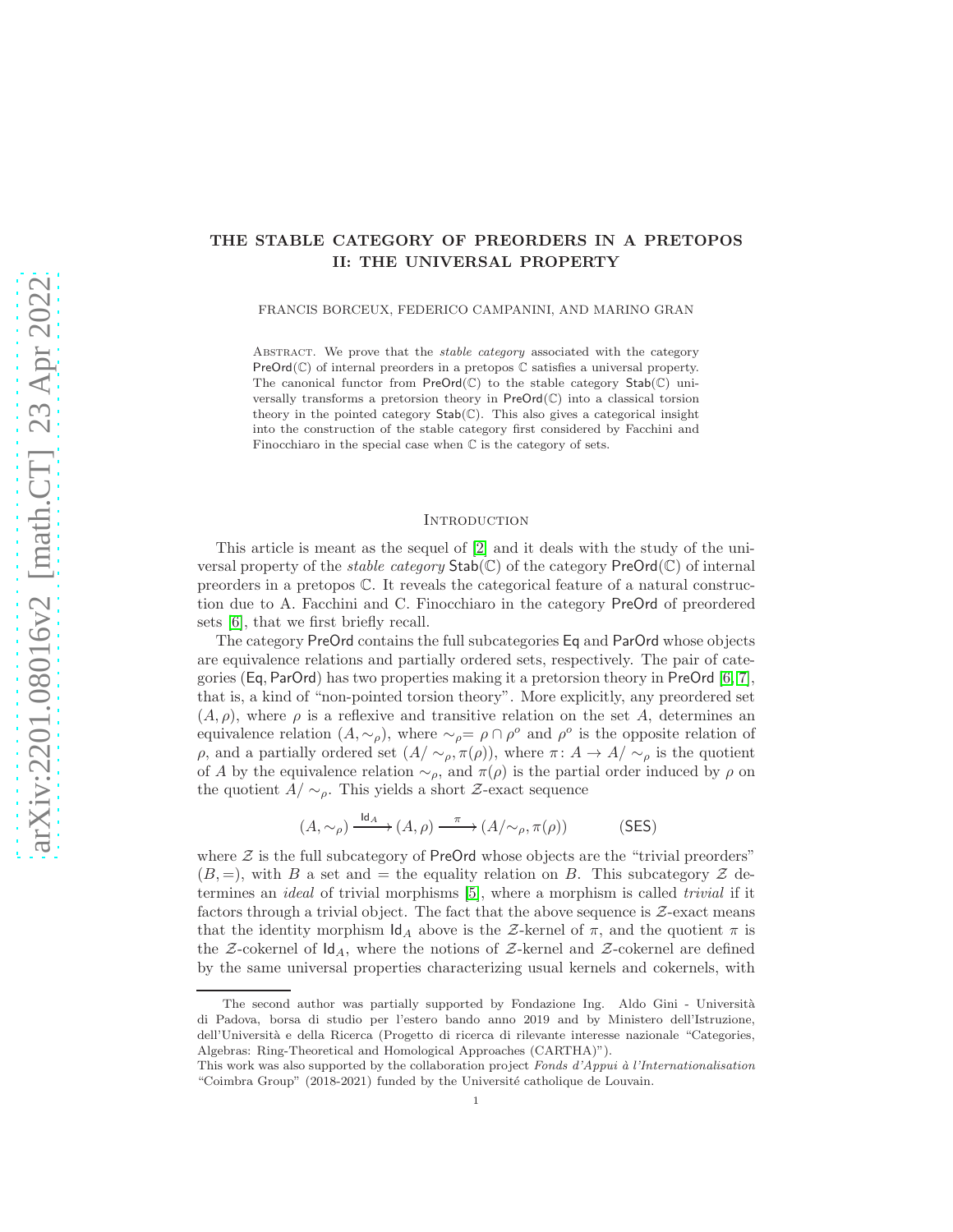# THE STABLE CATEGORY OF PREORDERS IN A PRETOPOS II: THE UNIVERSAL PROPERTY

FRANCIS BORCEUX, FEDERICO CAMPANINI, AND MARINO GRAN

Abstract. We prove that the *stable category* associated with the category $\mathsf{PreOrd}(\mathbb{C})$ of internal preorders in a pretopos $\mathbb{C}$ satisfies a universal property. The canonical functor from $\mathsf{PreOrd}(\mathbb{C})$ to the stable category $\mathsf{Stab}(\mathbb{C})$ universally transforms a pretorsion theory in $\mathsf{PreOrd}(\mathbb{C})$ into a classical torsion theory in the pointed category $\mathsf{Stab}(\mathbb{C})$. This also gives a categorical insight into the construction of the stable category first considered by Facchini and Finocchiaro in the special case when $\mathbb{C}$ is the category of sets.

## Introduction

This article is meant as the sequel of [2] and it deals with the study of the universal property of the *stable category* $\mathsf{Stab}(\mathbb{C})$ of the category $\mathsf{PreOrd}(\mathbb{C})$ of internal preorders in a pretopos $\mathbb{C}$. It reveals the categorical feature of a natural construction due to A. Facchini and C. Finocchiaro in the category $\mathsf{PreOrd}$ of preordered sets [6], that we first briefly recall.

The category $\mathsf{PreOrd}$ contains the full subcategories $\mathsf{Eq}$ and $\mathsf{ParOrd}$ whose objects are equivalence relations and partially ordered sets, respectively. The pair of categories $(\mathsf{Eq}, \mathsf{ParOrd})$ has two properties making it a pretorsion theory in $\mathsf{PreOrd}$ [6, 7], that is, a kind of "non-pointed torsion theory". More explicitly, any preordered set $(A, \rho)$, where $\rho$ is a reflexive and transitive relation on the set $A$, determines an equivalence relation $(A, \sim_\rho)$, where $\sim_\rho = \rho \cap \rho^o$ and $\rho^o$ is the opposite relation of $\rho$, and a partially ordered set $(A/\sim_\rho, \pi(\rho))$, where $\pi \colon A \to A/\sim_\rho$ is the quotient of $A$ by the equivalence relation $\sim_\rho$, and $\pi(\rho)$ is the partial order induced by $\rho$ on the quotient $A/\sim_\rho$. This yields a short $\mathcal{Z}$-exact sequence

$$(A, \sim_\rho) \xrightarrow{\mathsf{Id}_A} (A, \rho) \xrightarrow{\pi} (A/\sim_\rho, \pi(\rho)) \qquad (\mathsf{SES})$$

where $\mathcal{Z}$ is the full subcategory of $\mathsf{PreOrd}$ whose objects are the "trivial preorders" $(B, =)$, with $B$ a set and $=$ the equality relation on $B$. This subcategory $\mathcal{Z}$ determines an *ideal* of trivial morphisms [5], where a morphism is called *trivial* if it factors through a trivial object. The fact that the above sequence is $\mathcal{Z}$-exact means that the identity morphism $\mathsf{Id}_A$ above is the $\mathcal{Z}$-kernel of $\pi$, and the quotient $\pi$ is the $\mathcal{Z}$-cokernel of $\mathsf{Id}_A$, where the notions of $\mathcal{Z}$-kernel and $\mathcal{Z}$-cokernel are defined by the same universal properties characterizing usual kernels and cokernels, with

---

The second author was partially supported by Fondazione Ing. Aldo Gini - Università di Padova, borsa di studio per l'estero bando anno 2019 and by Ministero dell'Istruzione, dell'Università e della Ricerca (Progetto di ricerca di rilevante interesse nazionale "Categories, Algebras: Ring-Theoretical and Homological Approaches (CARTHA)").

This work was also supported by the collaboration project *Fonds d'Appui à l'Internationalisation* "Coimbra Group" (2018-2021) funded by the Université catholique de Louvain.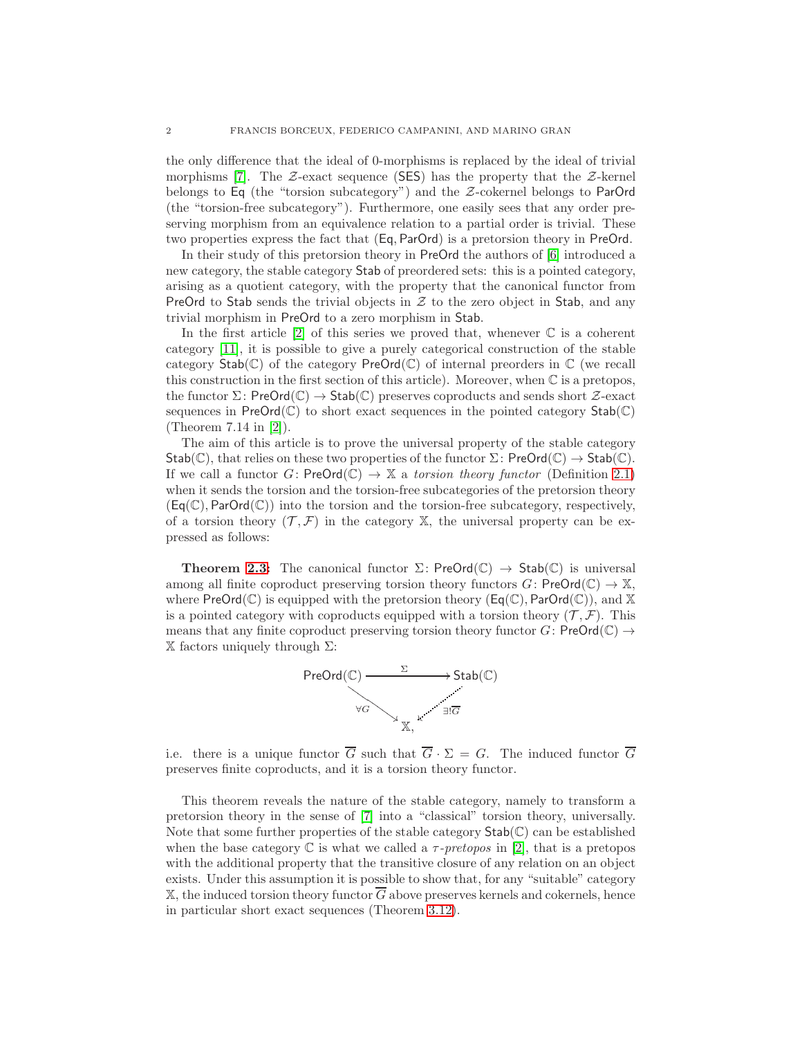the only difference that the ideal of 0-morphisms is replaced by the ideal of trivial morphisms [7]. The $\mathcal{Z}$-exact sequence (SES) has the property that the $\mathcal{Z}$-kernel belongs to Eq (the "torsion subcategory") and the $\mathcal{Z}$-cokernel belongs to ParOrd (the "torsion-free subcategory"). Furthermore, one easily sees that any order preserving morphism from an equivalence relation to a partial order is trivial. These two properties express the fact that (Eq, ParOrd) is a pretorsion theory in PreOrd.

In their study of this pretorsion theory in PreOrd the authors of [6] introduced a new category, the stable category Stab of preordered sets: this is a pointed category, arising as a quotient category, with the property that the canonical functor from PreOrd to Stab sends the trivial objects in $\mathcal{Z}$ to the zero object in Stab, and any trivial morphism in PreOrd to a zero morphism in Stab.

In the first article [2] of this series we proved that, whenever $\mathbb{C}$ is a coherent category [11], it is possible to give a purely categorical construction of the stable category $\mathsf{Stab}(\mathbb{C})$ of the category $\mathsf{PreOrd}(\mathbb{C})$ of internal preorders in $\mathbb{C}$ (we recall this construction in the first section of this article). Moreover, when $\mathbb{C}$ is a pretopos, the functor $\Sigma\colon \mathsf{PreOrd}(\mathbb{C}) \to \mathsf{Stab}(\mathbb{C})$ preserves coproducts and sends short $\mathcal{Z}$-exact sequences in $\mathsf{PreOrd}(\mathbb{C})$ to short exact sequences in the pointed category $\mathsf{Stab}(\mathbb{C})$ (Theorem 7.14 in [2]).

The aim of this article is to prove the universal property of the stable category $\mathsf{Stab}(\mathbb{C})$, that relies on these two properties of the functor $\Sigma\colon \mathsf{PreOrd}(\mathbb{C}) \to \mathsf{Stab}(\mathbb{C})$. If we call a functor $G\colon \mathsf{PreOrd}(\mathbb{C}) \to \mathbb{X}$ a *torsion theory functor* (Definition 2.1) when it sends the torsion and the torsion-free subcategories of the pretorsion theory $(\mathsf{Eq}(\mathbb{C}), \mathsf{ParOrd}(\mathbb{C}))$ into the torsion and the torsion-free subcategory, respectively, of a torsion theory $(\mathcal{T}, \mathcal{F})$ in the category $\mathbb{X}$, the universal property can be expressed as follows:

**Theorem 2.3:** The canonical functor $\Sigma\colon \mathsf{PreOrd}(\mathbb{C}) \to \mathsf{Stab}(\mathbb{C})$ is universal among all finite coproduct preserving torsion theory functors $G\colon \mathsf{PreOrd}(\mathbb{C}) \to \mathbb{X}$, where $\mathsf{PreOrd}(\mathbb{C})$ is equipped with the pretorsion theory $(\mathsf{Eq}(\mathbb{C}), \mathsf{ParOrd}(\mathbb{C}))$, and $\mathbb{X}$ is a pointed category with coproducts equipped with a torsion theory $(\mathcal{T}, \mathcal{F})$. This means that any finite coproduct preserving torsion theory functor $G\colon \mathsf{PreOrd}(\mathbb{C}) \to \mathbb{X}$ factors uniquely through $\Sigma$:

$$\begin{array}{ccc} \mathsf{PreOrd}(\mathbb{C}) & \xrightarrow{\quad\Sigma\quad} & \mathsf{Stab}(\mathbb{C}) \\ & {\scriptstyle \forall G}\searrow \quad \swarrow{\scriptstyle \exists! \overline{G}} & \\ & \mathbb{X}, & \end{array}$$

i.e. there is a unique functor $\overline{G}$ such that $\overline{G} \cdot \Sigma = G$. The induced functor $\overline{G}$ preserves finite coproducts, and it is a torsion theory functor.

This theorem reveals the nature of the stable category, namely to transform a pretorsion theory in the sense of [7] into a "classical" torsion theory, universally. Note that some further properties of the stable category $\mathsf{Stab}(\mathbb{C})$ can be established when the base category $\mathbb{C}$ is what we called a $\tau$*-pretopos* in [2], that is a pretopos with the additional property that the transitive closure of any relation on an object exists. Under this assumption it is possible to show that, for any "suitable" category $\mathbb{X}$, the induced torsion theory functor $\overline{G}$ above preserves kernels and cokernels, hence in particular short exact sequences (Theorem 3.12).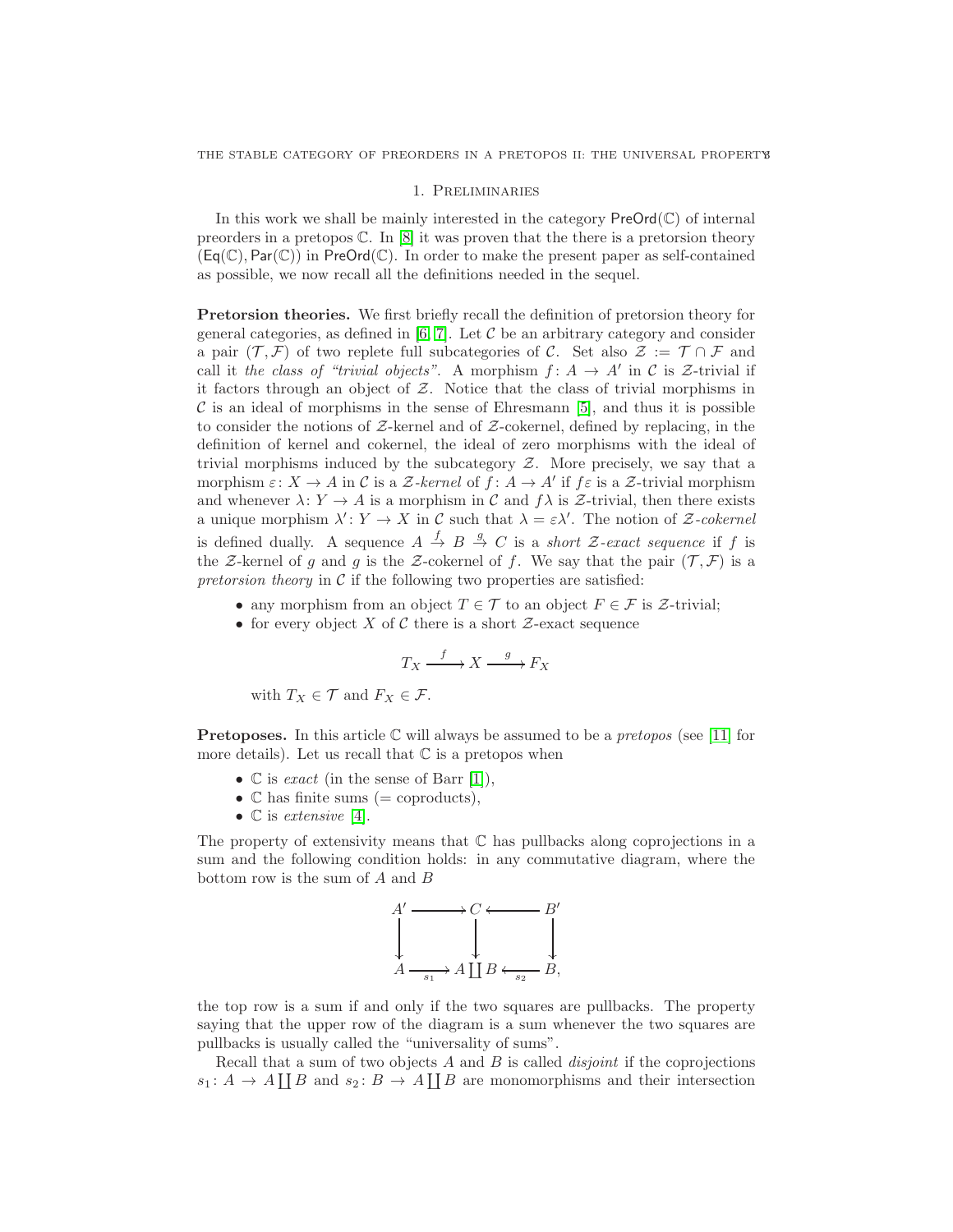## 1. Preliminaries

In this work we shall be mainly interested in the category $\mathsf{PreOrd}(\mathbb{C})$ of internal preorders in a pretopos $\mathbb{C}$. In [8] it was proven that the there is a pretorsion theory $(\mathsf{Eq}(\mathbb{C}), \mathsf{Par}(\mathbb{C}))$ in $\mathsf{PreOrd}(\mathbb{C})$. In order to make the present paper as self-contained as possible, we now recall all the definitions needed in the sequel.

**Pretorsion theories.** We first briefly recall the definition of pretorsion theory for general categories, as defined in [6, 7]. Let $\mathcal{C}$ be an arbitrary category and consider a pair $(\mathcal{T}, \mathcal{F})$ of two replete full subcategories of $\mathcal{C}$. Set also $\mathcal{Z} := \mathcal{T} \cap \mathcal{F}$ and call it *the class of "trivial objects"*. A morphism $f \colon A \to A'$ in $\mathcal{C}$ is $\mathcal{Z}$-trivial if it factors through an object of $\mathcal{Z}$. Notice that the class of trivial morphisms in $\mathcal{C}$ is an ideal of morphisms in the sense of Ehresmann [5], and thus it is possible to consider the notions of $\mathcal{Z}$-kernel and of $\mathcal{Z}$-cokernel, defined by replacing, in the definition of kernel and cokernel, the ideal of zero morphisms with the ideal of trivial morphisms induced by the subcategory $\mathcal{Z}$. More precisely, we say that a morphism $\varepsilon \colon X \to A$ in $\mathcal{C}$ is a *$\mathcal{Z}$-kernel* of $f \colon A \to A'$ if $f\varepsilon$ is a $\mathcal{Z}$-trivial morphism and whenever $\lambda \colon Y \to A$ is a morphism in $\mathcal{C}$ and $f\lambda$ is $\mathcal{Z}$-trivial, then there exists a unique morphism $\lambda' \colon Y \to X$ in $\mathcal{C}$ such that $\lambda = \varepsilon\lambda'$. The notion of *$\mathcal{Z}$-cokernel* is defined dually. A sequence $A \overset{f}{\to} B \overset{g}{\to} C$ is a *short $\mathcal{Z}$-exact sequence* if $f$ is the $\mathcal{Z}$-kernel of $g$ and $g$ is the $\mathcal{Z}$-cokernel of $f$. We say that the pair $(\mathcal{T}, \mathcal{F})$ is a *pretorsion theory* in $\mathcal{C}$ if the following two properties are satisfied:

- any morphism from an object $T \in \mathcal{T}$ to an object $F \in \mathcal{F}$ is $\mathcal{Z}$-trivial;
- for every object $X$ of $\mathcal{C}$ there is a short $\mathcal{Z}$-exact sequence

$$T_X \xrightarrow{\ f\ } X \xrightarrow{\ g\ } F_X$$

  with $T_X \in \mathcal{T}$ and $F_X \in \mathcal{F}$.

**Pretoposes.** In this article $\mathbb{C}$ will always be assumed to be a *pretopos* (see [11] for more details). Let us recall that $\mathbb{C}$ is a pretopos when

- $\mathbb{C}$ is *exact* (in the sense of Barr [1]),
- $\mathbb{C}$ has finite sums (= coproducts),
- $\mathbb{C}$ is *extensive* [4].

The property of extensivity means that $\mathbb{C}$ has pullbacks along coprojections in a sum and the following condition holds: in any commutative diagram, where the bottom row is the sum of $A$ and $B$

$$\begin{array}{ccccc}
A' & \longrightarrow & C & \longleftarrow & B' \\
\downarrow & & \downarrow & & \downarrow \\
A & \xrightarrow[s_1]{} & A \coprod B & \xleftarrow[s_2]{} & B,
\end{array}$$

the top row is a sum if and only if the two squares are pullbacks. The property saying that the upper row of the diagram is a sum whenever the two squares are pullbacks is usually called the "universality of sums".

Recall that a sum of two objects $A$ and $B$ is called *disjoint* if the coprojections $s_1 \colon A \to A \coprod B$ and $s_2 \colon B \to A \coprod B$ are monomorphisms and their intersection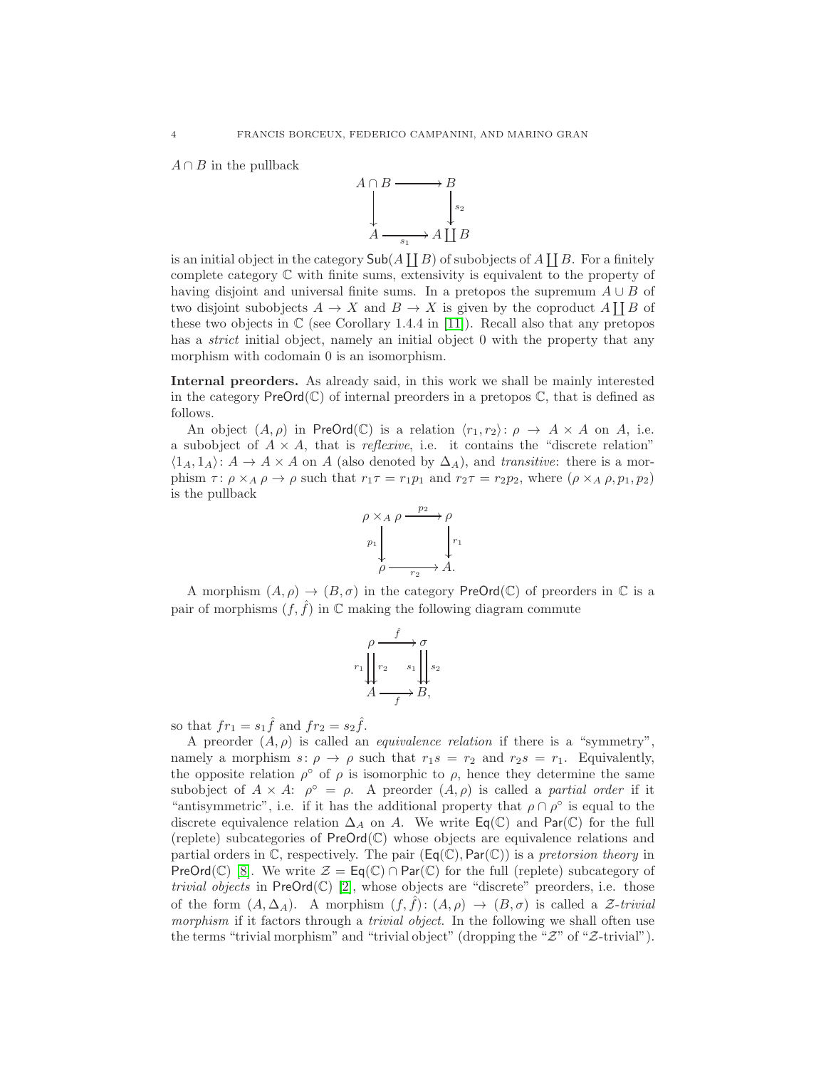$A \cap B$ in the pullback

$$
\begin{array}{ccc}
A \cap B & \longrightarrow & B \\
\downarrow & & \downarrow{\scriptstyle s_2} \\
A & \xrightarrow[s_1]{} & A \coprod B
\end{array}
$$

is an initial object in the category $\mathsf{Sub}(A \coprod B)$ of subobjects of $A \coprod B$. For a finitely complete category $\mathbb{C}$ with finite sums, extensivity is equivalent to the property of having disjoint and universal finite sums. In a pretopos the supremum $A \cup B$ of two disjoint subobjects $A \to X$ and $B \to X$ is given by the coproduct $A \coprod B$ of these two objects in $\mathbb{C}$ (see Corollary 1.4.4 in [11]). Recall also that any pretopos has a *strict* initial object, namely an initial object 0 with the property that any morphism with codomain 0 is an isomorphism.

**Internal preorders.** As already said, in this work we shall be mainly interested in the category $\mathsf{PreOrd}(\mathbb{C})$ of internal preorders in a pretopos $\mathbb{C}$, that is defined as follows.

An object $(A, \rho)$ in $\mathsf{PreOrd}(\mathbb{C})$ is a relation $\langle r_1, r_2 \rangle \colon \rho \to A \times A$ on $A$, i.e. a subobject of $A \times A$, that is *reflexive*, i.e. it contains the "discrete relation" $\langle 1_A, 1_A \rangle \colon A \to A \times A$ on $A$ (also denoted by $\Delta_A$), and *transitive*: there is a morphism $\tau \colon \rho \times_A \rho \to \rho$ such that $r_1 \tau = r_1 p_1$ and $r_2 \tau = r_2 p_2$, where $(\rho \times_A \rho, p_1, p_2)$ is the pullback

$$
\begin{array}{ccc}
\rho \times_A \rho & \xrightarrow{p_2} & \rho \\
{\scriptstyle p_1}\downarrow & & \downarrow{\scriptstyle r_1} \\
\rho & \xrightarrow[r_2]{} & A.
\end{array}
$$

A morphism $(A, \rho) \to (B, \sigma)$ in the category $\mathsf{PreOrd}(\mathbb{C})$ of preorders in $\mathbb{C}$ is a pair of morphisms $(f, \hat{f})$ in $\mathbb{C}$ making the following diagram commute

$$
\begin{array}{ccc}
\rho & \xrightarrow{\hat{f}} & \sigma \\
{\scriptstyle r_1}\downarrow\downarrow{\scriptstyle r_2} & & {\scriptstyle s_1}\downarrow\downarrow{\scriptstyle s_2} \\
A & \xrightarrow[f]{} & B,
\end{array}
$$

so that $f r_1 = s_1 \hat{f}$ and $f r_2 = s_2 \hat{f}$.

A preorder $(A, \rho)$ is called an *equivalence relation* if there is a "symmetry", namely a morphism $s \colon \rho \to \rho$ such that $r_1 s = r_2$ and $r_2 s = r_1$. Equivalently, the opposite relation $\rho^\circ$ of $\rho$ is isomorphic to $\rho$, hence they determine the same subobject of $A \times A$: $\rho^\circ = \rho$. A preorder $(A, \rho)$ is called a *partial order* if it "antisymmetric", i.e. if it has the additional property that $\rho \cap \rho^\circ$ is equal to the discrete equivalence relation $\Delta_A$ on $A$. We write $\mathsf{Eq}(\mathbb{C})$ and $\mathsf{Par}(\mathbb{C})$ for the full (replete) subcategories of $\mathsf{PreOrd}(\mathbb{C})$ whose objects are equivalence relations and partial orders in $\mathbb{C}$, respectively. The pair $(\mathsf{Eq}(\mathbb{C}), \mathsf{Par}(\mathbb{C}))$ is a *pretorsion theory* in $\mathsf{PreOrd}(\mathbb{C})$ [8]. We write $\mathcal{Z} = \mathsf{Eq}(\mathbb{C}) \cap \mathsf{Par}(\mathbb{C})$ for the full (replete) subcategory of *trivial objects* in $\mathsf{PreOrd}(\mathbb{C})$ [2], whose objects are "discrete" preorders, i.e. those of the form $(A, \Delta_A)$. A morphism $(f, \hat{f}) \colon (A, \rho) \to (B, \sigma)$ is called a $\mathcal{Z}$*-trivial morphism* if it factors through a *trivial object*. In the following we shall often use the terms "trivial morphism" and "trivial object" (dropping the "$\mathcal{Z}$" of "$\mathcal{Z}$-trivial").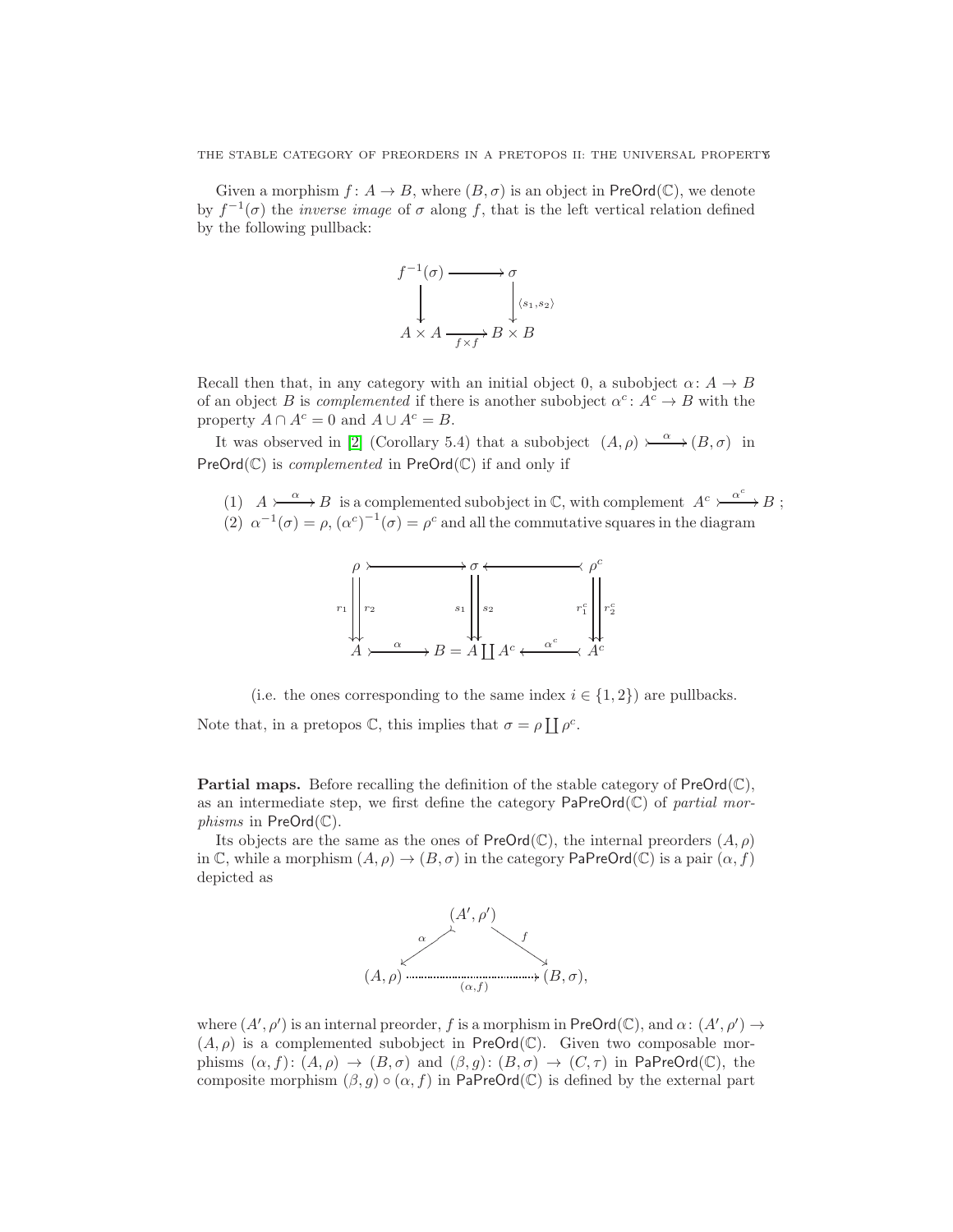Given a morphism $f\colon A \to B$, where $(B, \sigma)$ is an object in $\mathsf{PreOrd}(\mathbb{C})$, we denote by $f^{-1}(\sigma)$ the *inverse image* of $\sigma$ along $f$, that is the left vertical relation defined by the following pullback:

$$
\begin{array}{ccc}
f^{-1}(\sigma) & \longrightarrow & \sigma \\
\downarrow & & \downarrow {\scriptstyle \langle s_1, s_2 \rangle} \\
A \times A & \xrightarrow[f \times f]{} & B \times B
\end{array}
$$

Recall then that, in any category with an initial object 0, a subobject $\alpha\colon A \to B$ of an object $B$ is *complemented* if there is another subobject $\alpha^c\colon A^c \to B$ with the property $A \cap A^c = 0$ and $A \cup A^c = B$.

It was observed in [2] (Corollary 5.4) that a subobject $(A, \rho) \overset{\alpha}{\rightarrowtail} (B, \sigma)$ in $\mathsf{PreOrd}(\mathbb{C})$ is *complemented* in $\mathsf{PreOrd}(\mathbb{C})$ if and only if

(1) $A \overset{\alpha}{\rightarrowtail} B$ is a complemented subobject in $\mathbb{C}$, with complement $A^c \overset{\alpha^c}{\rightarrowtail} B$ ;
(2) $\alpha^{-1}(\sigma) = \rho$, $(\alpha^c)^{-1}(\sigma) = \rho^c$ and all the commutative squares in the diagram

$$
\begin{array}{ccccc}
\rho & \rightarrowtail & \sigma & \leftarrowtail & \rho^c \\
{\scriptstyle r_1} \downdownarrows {\scriptstyle r_2} & & {\scriptstyle s_1} \downdownarrows {\scriptstyle s_2} & & {\scriptstyle r_1^c} \downdownarrows {\scriptstyle r_2^c} \\
A & \overset{\alpha}{\rightarrowtail} & B = A \coprod A^c & \overset{\alpha^c}{\leftarrowtail} & A^c
\end{array}
$$

(i.e. the ones corresponding to the same index $i \in \{1, 2\}$) are pullbacks.

Note that, in a pretopos $\mathbb{C}$, this implies that $\sigma = \rho \coprod \rho^c$.

**Partial maps.** Before recalling the definition of the stable category of $\mathsf{PreOrd}(\mathbb{C})$, as an intermediate step, we first define the category $\mathsf{PaPreOrd}(\mathbb{C})$ of *partial morphisms* in $\mathsf{PreOrd}(\mathbb{C})$.

Its objects are the same as the ones of $\mathsf{PreOrd}(\mathbb{C})$, the internal preorders $(A, \rho)$ in $\mathbb{C}$, while a morphism $(A, \rho) \to (B, \sigma)$ in the category $\mathsf{PaPreOrd}(\mathbb{C})$ is a pair $(\alpha, f)$ depicted as

$$
\begin{array}{ccccc}
& & (A', \rho') & & \\
& {\scriptstyle \alpha} \swarrow & & \searrow {\scriptstyle f} & \\
(A, \rho) & & \xrightarrow[(\alpha, f)]{\cdots\cdots\cdots} & & (B, \sigma),
\end{array}
$$

where $(A', \rho')$ is an internal preorder, $f$ is a morphism in $\mathsf{PreOrd}(\mathbb{C})$, and $\alpha\colon (A', \rho') \to (A, \rho)$ is a complemented subobject in $\mathsf{PreOrd}(\mathbb{C})$. Given two composable morphisms $(\alpha, f)\colon (A, \rho) \to (B, \sigma)$ and $(\beta, g)\colon (B, \sigma) \to (C, \tau)$ in $\mathsf{PaPreOrd}(\mathbb{C})$, the composite morphism $(\beta, g) \circ (\alpha, f)$ in $\mathsf{PaPreOrd}(\mathbb{C})$ is defined by the external part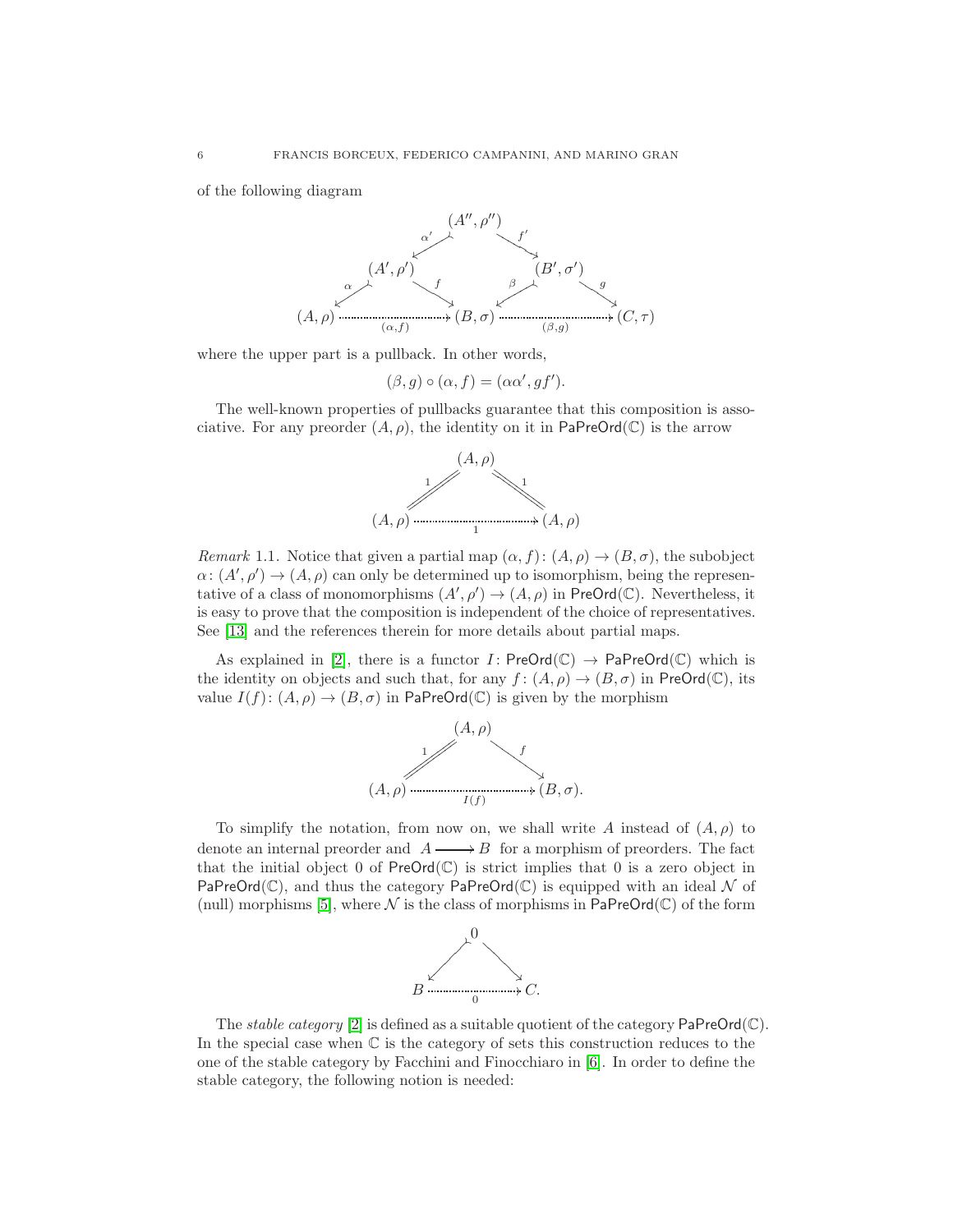of the following diagram

$$
\begin{array}{ccccccc}
 & & & (A'',\rho'') & & & \\
 & & \swarrow^{\alpha'} & & \searrow^{f'} & & \\
 & (A',\rho') & & & & (B',\sigma') & \\
 \swarrow^{\alpha} & & \searrow^{f} & & \swarrow^{\beta} & & \searrow^{g} \\
(A,\rho) & \xrightarrow[(\alpha,f)]{\cdots\cdots} & & (B,\sigma) & & \xrightarrow[(\beta,g)]{\cdots\cdots} & (C,\tau)
\end{array}
$$

where the upper part is a pullback. In other words,

$$(\beta, g) \circ (\alpha, f) = (\alpha\alpha', gf').$$

The well-known properties of pullbacks guarantee that this composition is associative. For any preorder $(A, \rho)$, the identity on it in $\mathsf{PaPreOrd}(\mathbb{C})$ is the arrow

$$
\begin{array}{ccc}
 & (A,\rho) & \\
 {}^{1}\!\!\swarrow & & \searrow^{1} \\
(A,\rho) & \xrightarrow[1]{\cdots\cdots} & (A,\rho)
\end{array}
$$

*Remark* 1.1. Notice that given a partial map $(\alpha, f) : (A, \rho) \to (B, \sigma)$, the subobject $\alpha : (A', \rho') \to (A, \rho)$ can only be determined up to isomorphism, being the representative of a class of monomorphisms $(A', \rho') \to (A, \rho)$ in $\mathsf{PreOrd}(\mathbb{C})$. Nevertheless, it is easy to prove that the composition is independent of the choice of representatives. See [13] and the references therein for more details about partial maps.

As explained in [2], there is a functor $I : \mathsf{PreOrd}(\mathbb{C}) \to \mathsf{PaPreOrd}(\mathbb{C})$ which is the identity on objects and such that, for any $f : (A, \rho) \to (B, \sigma)$ in $\mathsf{PreOrd}(\mathbb{C})$, its value $I(f) : (A, \rho) \to (B, \sigma)$ in $\mathsf{PaPreOrd}(\mathbb{C})$ is given by the morphism

$$
\begin{array}{ccc}
 & (A,\rho) & \\
 {}^{1}\!\!\swarrow & & \searrow^{f} \\
(A,\rho) & \xrightarrow[I(f)]{\cdots\cdots} & (B,\sigma).
\end{array}
$$

To simplify the notation, from now on, we shall write $A$ instead of $(A, \rho)$ to denote an internal preorder and $A \longrightarrow B$ for a morphism of preorders. The fact that the initial object $0$ of $\mathsf{PreOrd}(\mathbb{C})$ is strict implies that $0$ is a zero object in $\mathsf{PaPreOrd}(\mathbb{C})$, and thus the category $\mathsf{PaPreOrd}(\mathbb{C})$ is equipped with an ideal $\mathcal{N}$ of (null) morphisms [5], where $\mathcal{N}$ is the class of morphisms in $\mathsf{PaPreOrd}(\mathbb{C})$ of the form

$$
\begin{array}{ccc}
 & 0 & \\
 \swarrow & & \searrow \\
B & \xrightarrow[0]{\cdots\cdots} & C.
\end{array}
$$

The *stable category* [2] is defined as a suitable quotient of the category $\mathsf{PaPreOrd}(\mathbb{C})$. In the special case when $\mathbb{C}$ is the category of sets this construction reduces to the one of the stable category by Facchini and Finocchiaro in [6]. In order to define the stable category, the following notion is needed: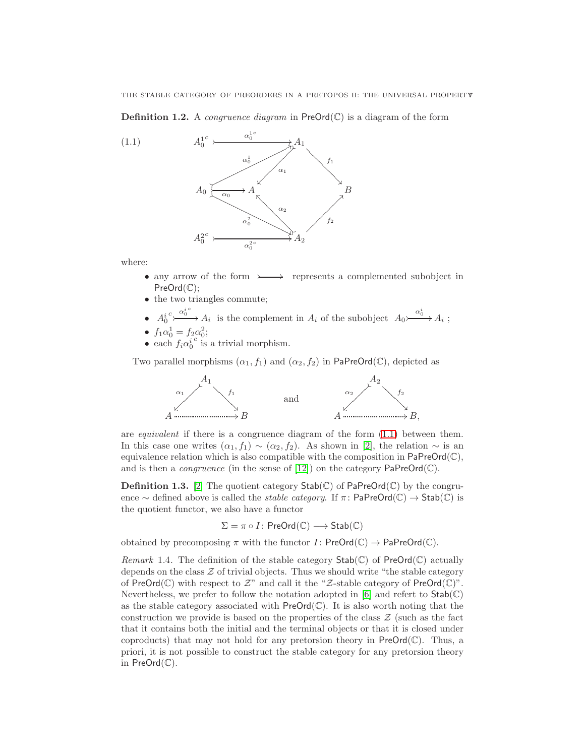**Definition 1.2.** A *congruence diagram* in $\mathsf{PreOrd}(\mathbb{C})$ is a diagram of the form

$$
\begin{array}{c}
A_0^{1\,c} \xrightarrow{\alpha_0^{1\,c}} A_1, \quad A_0 \xrightarrow{\alpha_0^1} A_1, \quad A_1 \xrightarrow{\alpha_1} A, \quad A_1 \xrightarrow{f_1} B \\
A_0 \xrightarrow{\alpha_0} A \\
A_0^{2\,c} \xrightarrow{\alpha_0^{2\,c}} A_2, \quad A_0 \xrightarrow{\alpha_0^2} A_2, \quad A_2 \xrightarrow{\alpha_2} A, \quad A_2 \xrightarrow{f_2} B
\end{array}
\tag{1.1}
$$

where:

- any arrow of the form $\rightarrowtail$ represents a complemented subobject in $\mathsf{PreOrd}(\mathbb{C})$;
- the two triangles commute;
- $A_0^{i\,c} \overset{\alpha_0^{i\,c}}{\rightarrowtail} A_i$ is the complement in $A_i$ of the subobject $A_0 \overset{\alpha_0^i}{\rightarrowtail} A_i$ ;
- $f_1\alpha_0^1 = f_2\alpha_0^2$;
- each $f_i\alpha_0^{i\,c}$ is a trivial morphism.

Two parallel morphisms $(\alpha_1, f_1)$ and $(\alpha_2, f_2)$ in $\mathsf{PaPreOrd}(\mathbb{C})$, depicted as

$$
A \xleftarrow{\alpha_1} A_1 \xrightarrow{f_1} B \qquad \text{and} \qquad A \xleftarrow{\alpha_2} A_2 \xrightarrow{f_2} B,
$$

are *equivalent* if there is a congruence diagram of the form (1.1) between them. In this case one writes $(\alpha_1, f_1) \sim (\alpha_2, f_2)$. As shown in [2], the relation $\sim$ is an equivalence relation which is also compatible with the composition in $\mathsf{PaPreOrd}(\mathbb{C})$, and is then a *congruence* (in the sense of [12]) on the category $\mathsf{PaPreOrd}(\mathbb{C})$.

**Definition 1.3.** [2] The quotient category $\mathsf{Stab}(\mathbb{C})$ of $\mathsf{PaPreOrd}(\mathbb{C})$ by the congruence $\sim$ defined above is called the *stable category*. If $\pi\colon \mathsf{PaPreOrd}(\mathbb{C}) \to \mathsf{Stab}(\mathbb{C})$ is the quotient functor, we also have a functor

$$
\Sigma = \pi \circ I\colon \mathsf{PreOrd}(\mathbb{C}) \longrightarrow \mathsf{Stab}(\mathbb{C})
$$

obtained by precomposing $\pi$ with the functor $I\colon \mathsf{PreOrd}(\mathbb{C}) \to \mathsf{PaPreOrd}(\mathbb{C})$.

*Remark* 1.4. The definition of the stable category $\mathsf{Stab}(\mathbb{C})$ of $\mathsf{PreOrd}(\mathbb{C})$ actually depends on the class $\mathcal{Z}$ of trivial objects. Thus we should write "the stable category of $\mathsf{PreOrd}(\mathbb{C})$ with respect to $\mathcal{Z}$" and call it the "$\mathcal{Z}$-stable category of $\mathsf{PreOrd}(\mathbb{C})$". Nevertheless, we prefer to follow the notation adopted in [6] and refer to $\mathsf{Stab}(\mathbb{C})$ as the stable category associated with $\mathsf{PreOrd}(\mathbb{C})$. It is also worth noting that the construction we provide is based on the properties of the class $\mathcal{Z}$ (such as the fact that it contains both the initial and the terminal objects or that it is closed under coproducts) that may not hold for any pretorsion theory in $\mathsf{PreOrd}(\mathbb{C})$. Thus, a priori, it is not possible to construct the stable category for any pretorsion theory in $\mathsf{PreOrd}(\mathbb{C})$.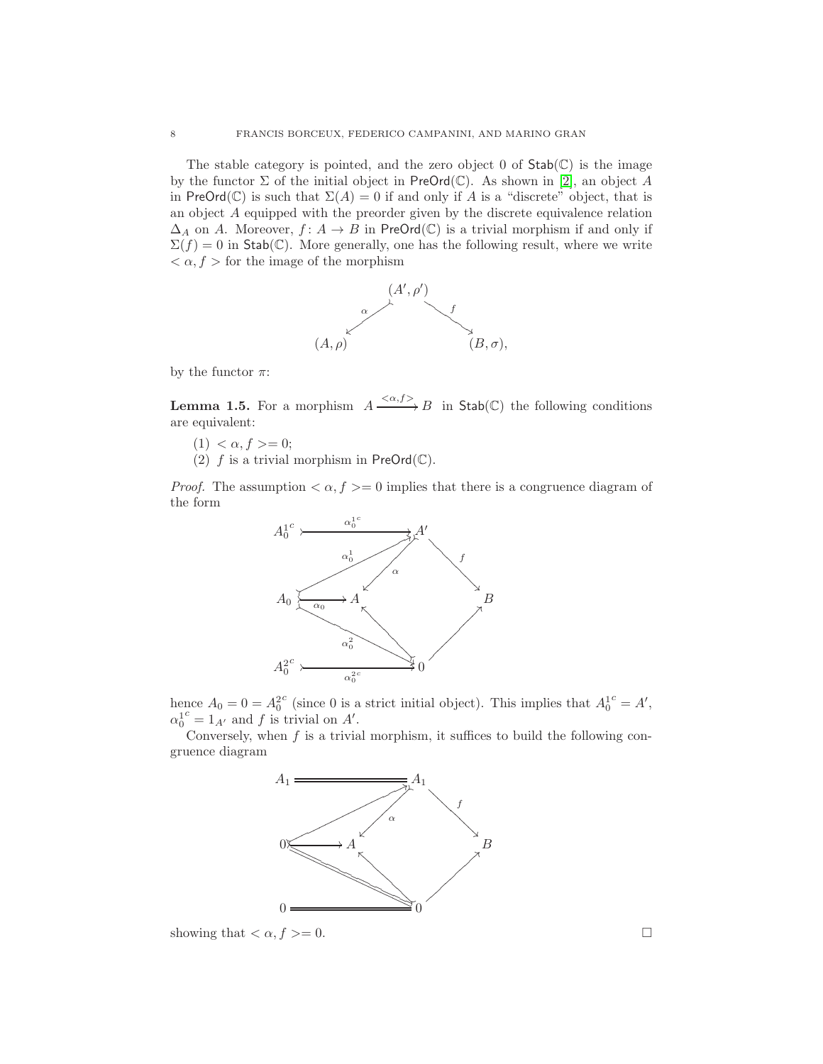The stable category is pointed, and the zero object 0 of $\mathsf{Stab}(\mathbb{C})$ is the image by the functor $\Sigma$ of the initial object in $\mathsf{PreOrd}(\mathbb{C})$. As shown in [2], an object $A$ in $\mathsf{PreOrd}(\mathbb{C})$ is such that $\Sigma(A) = 0$ if and only if $A$ is a "discrete" object, that is an object $A$ equipped with the preorder given by the discrete equivalence relation $\Delta_A$ on $A$. Moreover, $f \colon A \to B$ in $\mathsf{PreOrd}(\mathbb{C})$ is a trivial morphism if and only if $\Sigma(f) = 0$ in $\mathsf{Stab}(\mathbb{C})$. More generally, one has the following result, where we write $< \alpha, f >$ for the image of the morphism

$$
(A, \rho) \xleftarrow{\ \alpha\ } (A', \rho') \xrightarrow{\ f\ } (B, \sigma),
$$

by the functor $\pi$:

**Lemma 1.5.** For a morphism $A \xrightarrow{<\alpha, f>} B$ in $\mathsf{Stab}(\mathbb{C})$ the following conditions are equivalent:

1. $< \alpha, f >= 0$;
2. $f$ is a trivial morphism in $\mathsf{PreOrd}(\mathbb{C})$.

*Proof.* The assumption $< \alpha, f >= 0$ implies that there is a congruence diagram of the form

$$
\begin{array}{ccccc}
A_0^{1^c} & \xrightarrow{\alpha_0^{1^c}} & A' & & \\
 & \nearrow_{\alpha_0^1} & \downarrow \alpha & \searrow^{f} & \\
A_0 & \xrightarrow{\alpha_0} & A & & B \\
 & \searrow_{\alpha_0^2} & \uparrow & \nearrow & \\
A_0^{2^c} & \xrightarrow{\alpha_0^{2^c}} & 0 & &
\end{array}
$$

hence $A_0 = 0 = A_0^{2^c}$ (since 0 is a strict initial object). This implies that $A_0^{1^c} = A'$, $\alpha_0^{1^c} = 1_{A'}$ and $f$ is trivial on $A'$.

Conversely, when $f$ is a trivial morphism, it suffices to build the following congruence diagram

$$
\begin{array}{ccccc}
A_1 & = & A_1 & & \\
 & \nearrow & \downarrow \alpha & \searrow^{f} & \\
0 & \longrightarrow & A & & B \\
 & \searrow & \uparrow & \nearrow & \\
0 & = & 0 & &
\end{array}
$$

showing that $< \alpha, f >= 0$. $\square$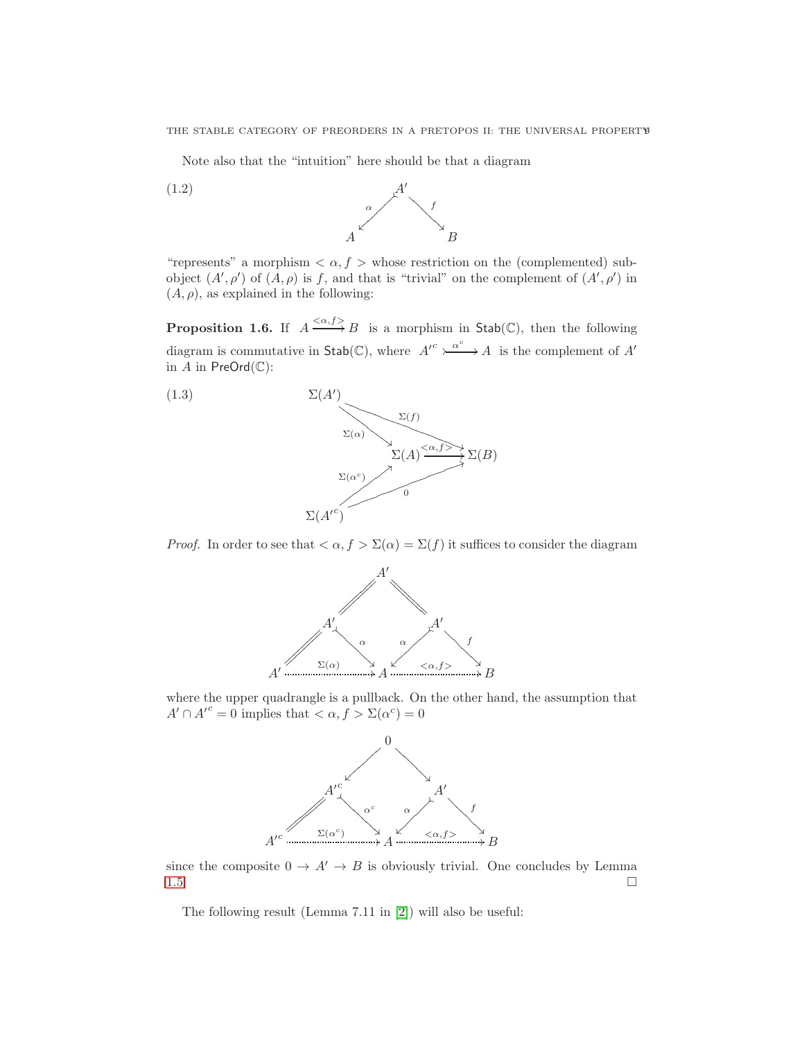Note also that the "intuition" here should be that a diagram

$$
\begin{array}{ccccc}
 & & A' & & \\
 & \overset{\alpha}{\swarrow} & & \overset{f}{\searrow} & \\
A & & & & B
\end{array}
\tag{1.2}
$$

"represents" a morphism $<\alpha, f>$ whose restriction on the (complemented) subobject $(A', \rho')$ of $(A, \rho)$ is $f$, and that is "trivial" on the complement of $(A', \rho')$ in $(A, \rho)$, as explained in the following:

**Proposition 1.6.** If $A \xrightarrow{<\alpha,f>} B$ is a morphism in $\mathsf{Stab}(\mathbb{C})$, then the following diagram is commutative in $\mathsf{Stab}(\mathbb{C})$, where $A'^c \overset{\alpha^c}{\rightarrowtail} A$ is the complement of $A'$ in $A$ in $\mathsf{PreOrd}(\mathbb{C})$:

$$
\begin{array}{ccccc}
\Sigma(A') & & & & \\
 & \overset{\Sigma(\alpha)}{\searrow} & & \overset{\Sigma(f)}{\searrow} & \\
 & & \Sigma(A) & \xrightarrow{<\alpha,f>} & \Sigma(B) \\
 & \overset{\Sigma(\alpha^c)}{\nearrow} & & \overset{0}{\nearrow} & \\
\Sigma(A'^c) & & & &
\end{array}
\tag{1.3}
$$

*Proof.* In order to see that $<\alpha, f> \Sigma(\alpha) = \Sigma(f)$ it suffices to consider the diagram

$$
\begin{array}{ccccccccc}
 & & & & A' & & & & \\
 & & & /\!/ & & \backslash\!\backslash & & & \\
 & & A' & & & & A' & & \\
 & /\!/ & & \overset{\alpha}{\searrow} & & \overset{\alpha}{\swarrow} & & \overset{f}{\searrow} & \\
A' & & \xrightarrow{\Sigma(\alpha)} & & A & & \xrightarrow{<\alpha,f>} & & B
\end{array}
$$

where the upper quadrangle is a pullback. On the other hand, the assumption that $A' \cap A'^c = 0$ implies that $<\alpha, f> \Sigma(\alpha^c) = 0$

$$
\begin{array}{ccccccccc}
 & & & & 0 & & & & \\
 & & & \swarrow & & \searrow & & & \\
 & & A'^c & & & & A' & & \\
 & /\!/ & & \overset{\alpha^c}{\searrow} & & \overset{\alpha}{\swarrow} & & \overset{f}{\searrow} & \\
A'^c & & \xrightarrow{\Sigma(\alpha^c)} & & A & & \xrightarrow{<\alpha,f>} & & B
\end{array}
$$

since the composite $0 \to A' \to B$ is obviously trivial. One concludes by Lemma 1.5. $\square$

The following result (Lemma 7.11 in [2]) will also be useful: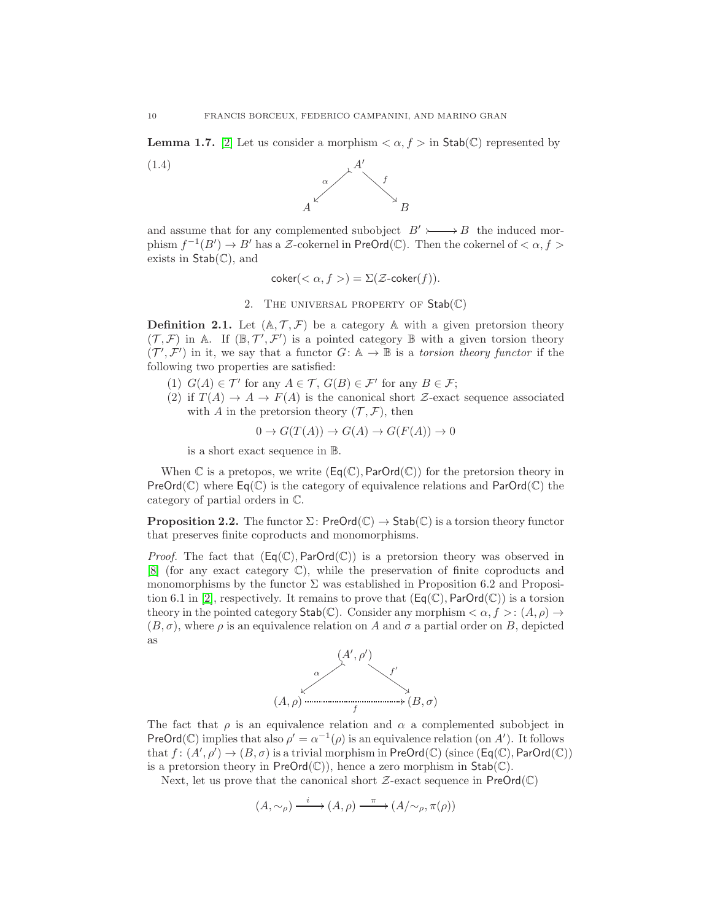**Lemma 1.7.** [2] Let us consider a morphism $< \alpha, f >$ in $\mathsf{Stab}(\mathbb{C})$ represented by

$$(1.4) \qquad \begin{array}{ccc} & A' & \\ {\scriptstyle\alpha} \swarrow & & \searrow {\scriptstyle f} \\ A & & B \end{array}$$

and assume that for any complemented subobject $B' \rightarrowtail B$ the induced morphism $f^{-1}(B') \to B'$ has a $\mathcal{Z}$-cokernel in $\mathsf{PreOrd}(\mathbb{C})$. Then the cokernel of $< \alpha, f >$ exists in $\mathsf{Stab}(\mathbb{C})$, and

$$\mathsf{coker}(< \alpha, f >) = \Sigma(\mathcal{Z}\text{-}\mathsf{coker}(f)).$$

## 2. The universal property of $\mathsf{Stab}(\mathbb{C})$

**Definition 2.1.** Let $(\mathbb{A}, \mathcal{T}, \mathcal{F})$ be a category $\mathbb{A}$ with a given pretorsion theory $(\mathcal{T}, \mathcal{F})$ in $\mathbb{A}$. If $(\mathbb{B}, \mathcal{T}', \mathcal{F}')$ is a pointed category $\mathbb{B}$ with a given torsion theory $(\mathcal{T}', \mathcal{F}')$ in it, we say that a functor $G \colon \mathbb{A} \to \mathbb{B}$ is a *torsion theory functor* if the following two properties are satisfied:

1. $G(A) \in \mathcal{T}'$ for any $A \in \mathcal{T}$, $G(B) \in \mathcal{F}'$ for any $B \in \mathcal{F}$;
2. if $T(A) \to A \to F(A)$ is the canonical short $\mathcal{Z}$-exact sequence associated with $A$ in the pretorsion theory $(\mathcal{T}, \mathcal{F})$, then
$$0 \to G(T(A)) \to G(A) \to G(F(A)) \to 0$$
is a short exact sequence in $\mathbb{B}$.

When $\mathbb{C}$ is a pretopos, we write $(\mathsf{Eq}(\mathbb{C}), \mathsf{ParOrd}(\mathbb{C}))$ for the pretorsion theory in $\mathsf{PreOrd}(\mathbb{C})$ where $\mathsf{Eq}(\mathbb{C})$ is the category of equivalence relations and $\mathsf{ParOrd}(\mathbb{C})$ the category of partial orders in $\mathbb{C}$.

**Proposition 2.2.** The functor $\Sigma \colon \mathsf{PreOrd}(\mathbb{C}) \to \mathsf{Stab}(\mathbb{C})$ is a torsion theory functor that preserves finite coproducts and monomorphisms.

*Proof.* The fact that $(\mathsf{Eq}(\mathbb{C}), \mathsf{ParOrd}(\mathbb{C}))$ is a pretorsion theory was observed in [8] (for any exact category $\mathbb{C}$), while the preservation of finite coproducts and monomorphisms by the functor $\Sigma$ was established in Proposition 6.2 and Proposition 6.1 in [2], respectively. It remains to prove that $(\mathsf{Eq}(\mathbb{C}), \mathsf{ParOrd}(\mathbb{C}))$ is a torsion theory in the pointed category $\mathsf{Stab}(\mathbb{C})$. Consider any morphism $< \alpha, f > \colon (A, \rho) \to (B, \sigma)$, where $\rho$ is an equivalence relation on $A$ and $\sigma$ a partial order on $B$, depicted as

$$\begin{array}{ccc} & (A', \rho') & \\ {\scriptstyle\alpha} \swarrow & & \searrow {\scriptstyle f'} \\ (A, \rho) & \xrightarrow[f]{\cdots\cdots\cdots} & (B, \sigma) \end{array}$$

The fact that $\rho$ is an equivalence relation and $\alpha$ a complemented subobject in $\mathsf{PreOrd}(\mathbb{C})$ implies that also $\rho' = \alpha^{-1}(\rho)$ is an equivalence relation (on $A'$). It follows that $f \colon (A', \rho') \to (B, \sigma)$ is a trivial morphism in $\mathsf{PreOrd}(\mathbb{C})$ (since $(\mathsf{Eq}(\mathbb{C}), \mathsf{ParOrd}(\mathbb{C}))$ is a pretorsion theory in $\mathsf{PreOrd}(\mathbb{C})$), hence a zero morphism in $\mathsf{Stab}(\mathbb{C})$.

Next, let us prove that the canonical short $\mathcal{Z}$-exact sequence in $\mathsf{PreOrd}(\mathbb{C})$

$$(A, \sim_\rho) \xrightarrow{\ i\ } (A, \rho) \xrightarrow{\ \pi\ } (A/{\sim_\rho}, \pi(\rho))$$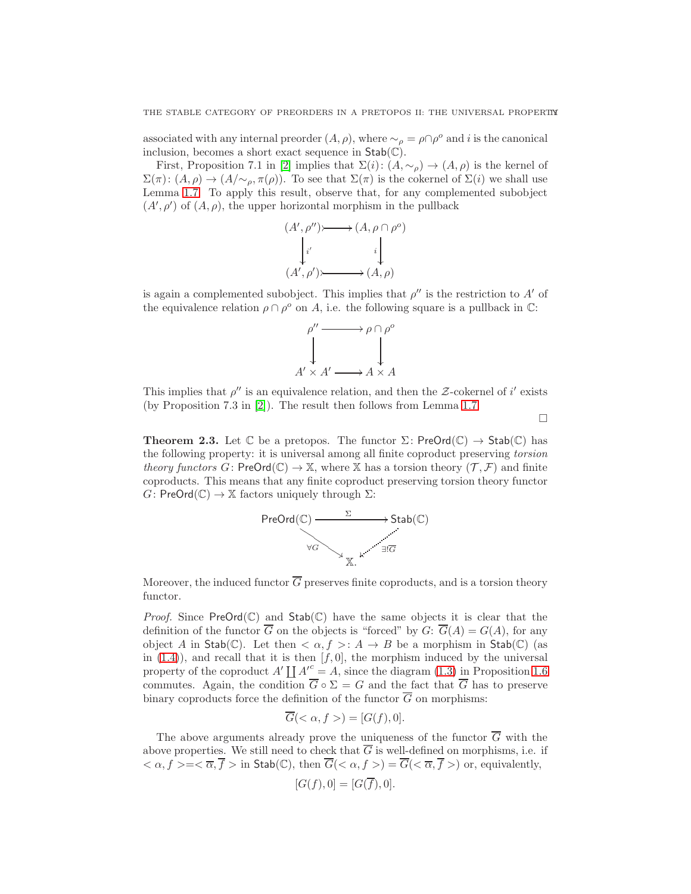associated with any internal preorder $(A, \rho)$, where $\sim_\rho = \rho \cap \rho^o$ and $i$ is the canonical inclusion, becomes a short exact sequence in $\mathsf{Stab}(\mathbb{C})$.

First, Proposition 7.1 in [2] implies that $\Sigma(i)\colon (A, \sim_\rho) \to (A, \rho)$ is the kernel of $\Sigma(\pi)\colon (A, \rho) \to (A/{\sim_\rho}, \pi(\rho))$. To see that $\Sigma(\pi)$ is the cokernel of $\Sigma(i)$ we shall use Lemma 1.7. To apply this result, observe that, for any complemented subobject $(A', \rho')$ of $(A, \rho)$, the upper horizontal morphism in the pullback

$$
\begin{array}{ccc}
(A', \rho'') & \rightarrowtail & (A, \rho \cap \rho^o) \\
\downarrow{\scriptstyle i'} & & \downarrow{\scriptstyle i} \\
(A', \rho') & \rightarrowtail & (A, \rho)
\end{array}
$$

is again a complemented subobject. This implies that $\rho''$ is the restriction to $A'$ of the equivalence relation $\rho \cap \rho^o$ on $A$, i.e. the following square is a pullback in $\mathbb{C}$:

$$
\begin{array}{ccc}
\rho'' & \longrightarrow & \rho \cap \rho^o \\
\downarrow & & \downarrow \\
A' \times A' & \longrightarrow & A \times A
\end{array}
$$

This implies that $\rho''$ is an equivalence relation, and then the $\mathcal{Z}$-cokernel of $i'$ exists (by Proposition 7.3 in [2]). The result then follows from Lemma 1.7.

$\square$

**Theorem 2.3.** Let $\mathbb{C}$ be a pretopos. The functor $\Sigma\colon \mathsf{PreOrd}(\mathbb{C}) \to \mathsf{Stab}(\mathbb{C})$ has the following property: it is universal among all finite coproduct preserving *torsion theory functors* $G\colon \mathsf{PreOrd}(\mathbb{C}) \to \mathbb{X}$, where $\mathbb{X}$ has a torsion theory $(\mathcal{T}, \mathcal{F})$ and finite coproducts. This means that any finite coproduct preserving torsion theory functor $G\colon \mathsf{PreOrd}(\mathbb{C}) \to \mathbb{X}$ factors uniquely through $\Sigma$:

$$
\begin{array}{ccc}
\mathsf{PreOrd}(\mathbb{C}) & \xrightarrow{\ \Sigma\ } & \mathsf{Stab}(\mathbb{C}) \\
& {\scriptstyle \forall G} \searrow \quad \swarrow {\scriptstyle \exists! \overline{G}} & \\
& \mathbb{X}. &
\end{array}
$$

Moreover, the induced functor $\overline{G}$ preserves finite coproducts, and is a torsion theory functor.

*Proof.* Since $\mathsf{PreOrd}(\mathbb{C})$ and $\mathsf{Stab}(\mathbb{C})$ have the same objects it is clear that the definition of the functor $\overline{G}$ on the objects is "forced" by $G$: $\overline{G}(A) = G(A)$, for any object $A$ in $\mathsf{Stab}(\mathbb{C})$. Let then $< \alpha, f >\colon A \to B$ be a morphism in $\mathsf{Stab}(\mathbb{C})$ (as in (1.4)), and recall that it is then $[f, 0]$, the morphism induced by the universal property of the coproduct $A' \coprod A'^c = A$, since the diagram (1.3) in Proposition 1.6 commutes. Again, the condition $\overline{G} \circ \Sigma = G$ and the fact that $\overline{G}$ has to preserve binary coproducts force the definition of the functor $\overline{G}$ on morphisms:

$$\overline{G}(< \alpha, f >) = [G(f), 0].$$

The above arguments already prove the uniqueness of the functor $\overline{G}$ with the above properties. We still need to check that $\overline{G}$ is well-defined on morphisms, i.e. if $< \alpha, f > = < \overline{\alpha}, \overline{f} >$ in $\mathsf{Stab}(\mathbb{C})$, then $\overline{G}(< \alpha, f >) = \overline{G}(< \overline{\alpha}, \overline{f} >)$ or, equivalently,

$$[G(f), 0] = [G(\overline{f}), 0].$$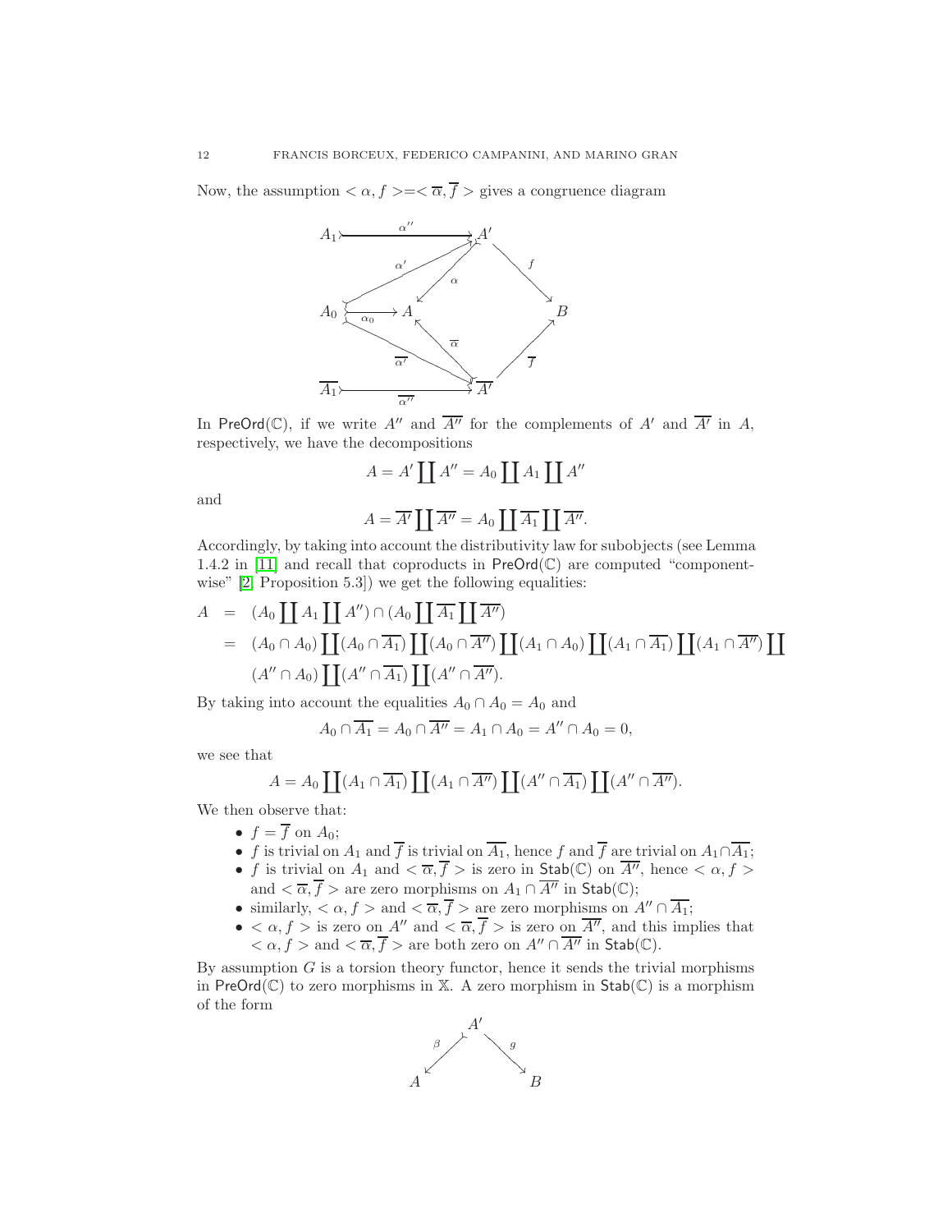Now, the assumption $<\alpha, f> = <\overline{\alpha}, \overline{f}>$ gives a congruence diagram

$$
\begin{array}{ccccc}
A_1 & \xrightarrow{\alpha''} & A' & & \\
& \alpha' \nearrow & \downarrow \alpha & \searrow f & \\
A_0 & \xrightarrow{\alpha_0} & A & & B \\
& \overline{\alpha'} \searrow & \uparrow \overline{\alpha} & \nearrow \overline{f} & \\
\overline{A_1} & \xrightarrow{\overline{\alpha''}} & \overline{A'} & &
\end{array}
$$

In $\mathsf{PreOrd}(\mathbb{C})$, if we write $A''$ and $\overline{A''}$ for the complements of $A'$ and $\overline{A'}$ in $A$, respectively, we have the decompositions

$$A = A' \coprod A'' = A_0 \coprod A_1 \coprod A''$$

and

$$A = \overline{A'} \coprod \overline{A''} = A_0 \coprod \overline{A_1} \coprod \overline{A''}.$$

Accordingly, by taking into account the distributivity law for subobjects (see Lemma 1.4.2 in [11] and recall that coproducts in $\mathsf{PreOrd}(\mathbb{C})$ are computed "componentwise" [2, Proposition 5.3]) we get the following equalities:

$$
\begin{aligned}
A &= (A_0 \coprod A_1 \coprod A'') \cap (A_0 \coprod \overline{A_1} \coprod \overline{A''}) \\
&= (A_0 \cap A_0) \coprod (A_0 \cap \overline{A_1}) \coprod (A_0 \cap \overline{A''}) \coprod (A_1 \cap A_0) \coprod (A_1 \cap \overline{A_1}) \coprod (A_1 \cap \overline{A''}) \coprod \\
&\quad (A'' \cap A_0) \coprod (A'' \cap \overline{A_1}) \coprod (A'' \cap \overline{A''}).
\end{aligned}
$$

By taking into account the equalities $A_0 \cap A_0 = A_0$ and

$$A_0 \cap \overline{A_1} = A_0 \cap \overline{A''} = A_1 \cap A_0 = A'' \cap A_0 = 0,$$

we see that

$$A = A_0 \coprod (A_1 \cap \overline{A_1}) \coprod (A_1 \cap \overline{A''}) \coprod (A'' \cap \overline{A_1}) \coprod (A'' \cap \overline{A''}).$$

We then observe that:

- $f = \overline{f}$ on $A_0$;
- $f$ is trivial on $A_1$ and $\overline{f}$ is trivial on $\overline{A_1}$, hence $f$ and $\overline{f}$ are trivial on $A_1 \cap \overline{A_1}$;
- $f$ is trivial on $A_1$ and $<\overline{\alpha}, \overline{f}>$ is zero in $\mathsf{Stab}(\mathbb{C})$ on $\overline{A''}$, hence $<\alpha, f>$ and $<\overline{\alpha}, \overline{f}>$ are zero morphisms on $A_1 \cap \overline{A''}$ in $\mathsf{Stab}(\mathbb{C})$;
- similarly, $<\alpha, f>$ and $<\overline{\alpha}, \overline{f}>$ are zero morphisms on $A'' \cap \overline{A_1}$;
- $<\alpha, f>$ is zero on $A''$ and $<\overline{\alpha}, \overline{f}>$ is zero on $\overline{A''}$, and this implies that $<\alpha, f>$ and $<\overline{\alpha}, \overline{f}>$ are both zero on $A'' \cap \overline{A''}$ in $\mathsf{Stab}(\mathbb{C})$.

By assumption $G$ is a torsion theory functor, hence it sends the trivial morphisms in $\mathsf{PreOrd}(\mathbb{C})$ to zero morphisms in $\mathbb{X}$. A zero morphism in $\mathsf{Stab}(\mathbb{C})$ is a morphism of the form

$$A \xleftarrow{\ \beta\ } A' \xrightarrow{\ g\ } B$$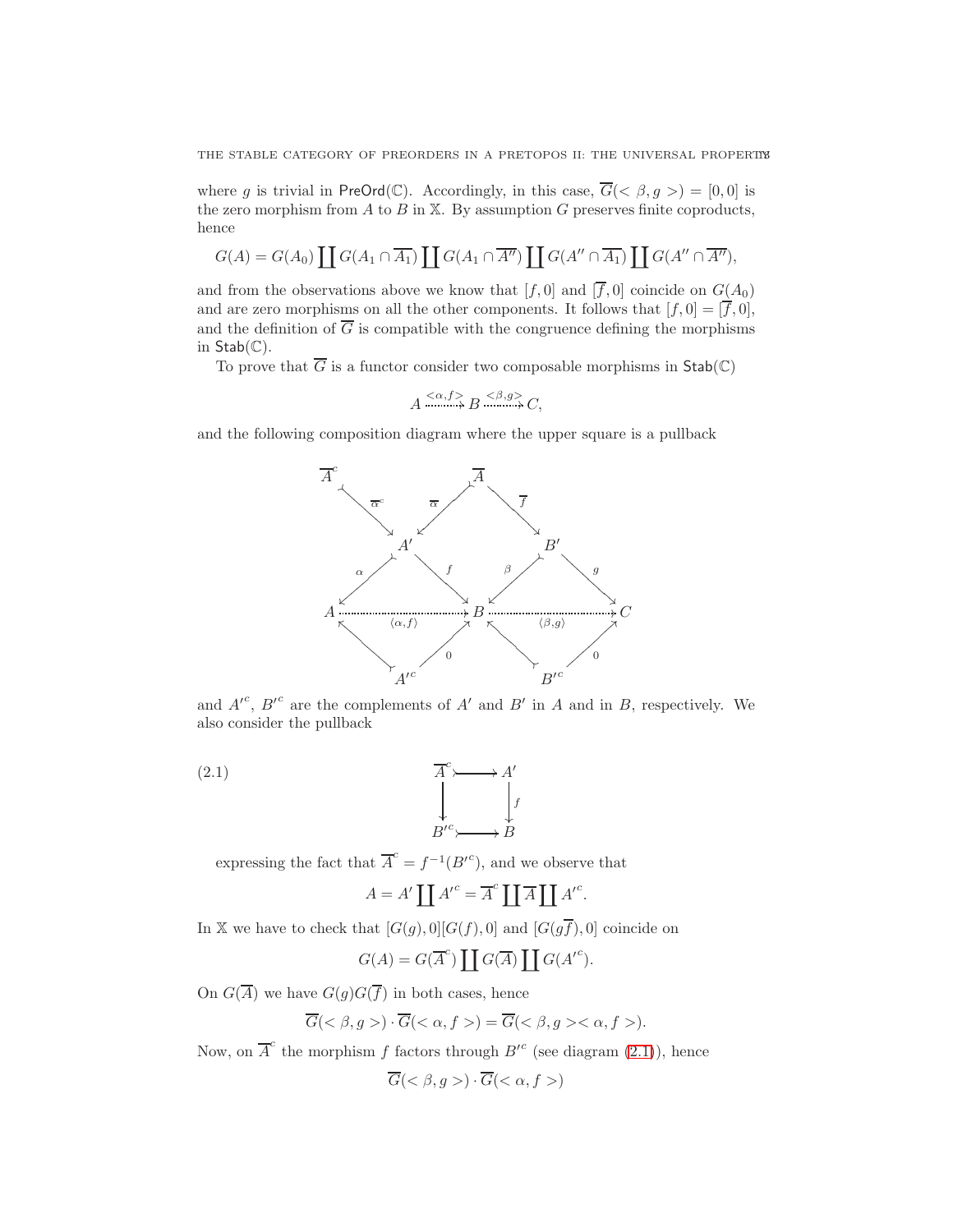where $g$ is trivial in $\mathsf{PreOrd}(\mathbb{C})$. Accordingly, in this case, $\overline{G}(<\beta, g>) = [0, 0]$ is the zero morphism from $A$ to $B$ in $\mathbb{X}$. By assumption $G$ preserves finite coproducts, hence

$$G(A) = G(A_0) \coprod G(A_1 \cap \overline{A_1}) \coprod G(A_1 \cap \overline{A''}) \coprod G(A'' \cap \overline{A_1}) \coprod G(A'' \cap \overline{A''}),$$

and from the observations above we know that $[f, 0]$ and $[\overline{f}, 0]$ coincide on $G(A_0)$ and are zero morphisms on all the other components. It follows that $[f, 0] = [\overline{f}, 0]$, and the definition of $\overline{G}$ is compatible with the congruence defining the morphisms in $\mathsf{Stab}(\mathbb{C})$.

To prove that $\overline{G}$ is a functor consider two composable morphisms in $\mathsf{Stab}(\mathbb{C})$

$$A \overset{<\alpha,f>}{\dashrightarrow} B \overset{<\beta,g>}{\dashrightarrow} C,$$

and the following composition diagram where the upper square is a pullback

$$\begin{array}{ccccccccc}
\overline{A}^c & & & & \overline{A} & & & & \\
& \searrow^{\overline{\alpha}^c} & & \swarrow^{\overline{\alpha}} & & \searrow^{\overline{f}} & & & \\
& & A' & & & & B' & & \\
& \swarrow^{\alpha} & & \searrow^{f} & & \swarrow^{\beta} & & \searrow^{g} & \\
A & & \overset{\langle\alpha,f\rangle}{\dashrightarrow} & & B & & \overset{\langle\beta,g\rangle}{\dashrightarrow} & & C \\
& \nwarrow & & \nearrow_{0} & & \nwarrow & & \nearrow_{0} & \\
& & A'^c & & & & B'^c & &
\end{array}$$

and $A'^c$, $B'^c$ are the complements of $A'$ and $B'$ in $A$ and in $B$, respectively. We also consider the pullback

$$\begin{array}{ccc}
\overline{A}^c & \rightarrowtail & A' \\
\downarrow & & \downarrow f \\
B'^c & \rightarrowtail & B
\end{array} \tag{2.1}$$

expressing the fact that $\overline{A}^c = f^{-1}(B'^c)$, and we observe that

$$A = A' \coprod A'^c = \overline{A}^c \coprod \overline{A} \coprod A'^c.$$

In $\mathbb{X}$ we have to check that $[G(g), 0][G(f), 0]$ and $[G(g\overline{f}), 0]$ coincide on

$$G(A) = G(\overline{A}^c) \coprod G(\overline{A}) \coprod G(A'^c).$$

On $G(\overline{A})$ we have $G(g)G(\overline{f})$ in both cases, hence

$$\overline{G}(<\beta, g>) \cdot \overline{G}(<\alpha, f>) = \overline{G}(<\beta, g><\alpha, f>).$$

Now, on $\overline{A}^c$ the morphism $f$ factors through $B'^c$ (see diagram (2.1)), hence

$$\overline{G}(<\beta, g>) \cdot \overline{G}(<\alpha, f>)$$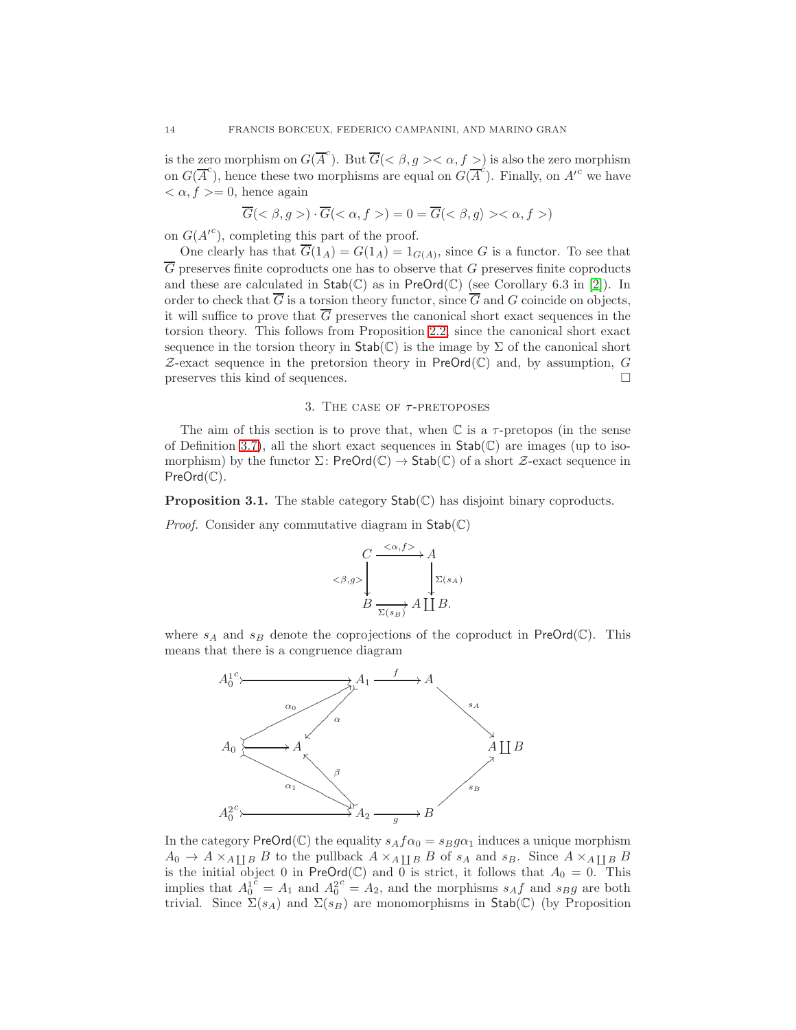is the zero morphism on $G(\overline{A}^c)$. But $\overline{G}(<\beta, g><\alpha, f>)$ is also the zero morphism on $G(\overline{A}^c)$, hence these two morphisms are equal on $G(\overline{A}^c)$. Finally, on $A'^c$ we have $<\alpha, f>= 0$, hence again

$$\overline{G}(<\beta, g>) \cdot \overline{G}(<\alpha, f>) = 0 = \overline{G}(<\beta, g\rangle><\alpha, f>)$$

on $G(A'^c)$, completing this part of the proof.

One clearly has that $\overline{G}(1_A) = G(1_A) = 1_{G(A)}$, since $G$ is a functor. To see that $\overline{G}$ preserves finite coproducts one has to observe that $G$ preserves finite coproducts and these are calculated in $\mathsf{Stab}(\mathbb{C})$ as in $\mathsf{PreOrd}(\mathbb{C})$ (see Corollary 6.3 in [2]). In order to check that $\overline{G}$ is a torsion theory functor, since $\overline{G}$ and $G$ coincide on objects, it will suffice to prove that $\overline{G}$ preserves the canonical short exact sequences in the torsion theory. This follows from Proposition 2.2, since the canonical short exact sequence in the torsion theory in $\mathsf{Stab}(\mathbb{C})$ is the image by $\Sigma$ of the canonical short $\mathcal{Z}$-exact sequence in the pretorsion theory in $\mathsf{PreOrd}(\mathbb{C})$ and, by assumption, $G$ preserves this kind of sequences. □

## 3. The case of $\tau$-pretoposes

The aim of this section is to prove that, when $\mathbb{C}$ is a $\tau$-pretopos (in the sense of Definition 3.7), all the short exact sequences in $\mathsf{Stab}(\mathbb{C})$ are images (up to isomorphism) by the functor $\Sigma\colon \mathsf{PreOrd}(\mathbb{C}) \to \mathsf{Stab}(\mathbb{C})$ of a short $\mathcal{Z}$-exact sequence in $\mathsf{PreOrd}(\mathbb{C})$.

**Proposition 3.1.** The stable category $\mathsf{Stab}(\mathbb{C})$ has disjoint binary coproducts.

*Proof.* Consider any commutative diagram in $\mathsf{Stab}(\mathbb{C})$

$$\begin{array}{ccc} C & \xrightarrow{<\alpha,f>} & A \\ {\scriptstyle <\beta,g>}\downarrow & & \downarrow{\scriptstyle \Sigma(s_A)} \\ B & \xrightarrow[\Sigma(s_B)]{} & A\coprod B. \end{array}$$

where $s_A$ and $s_B$ denote the coprojections of the coproduct in $\mathsf{PreOrd}(\mathbb{C})$. This means that there is a congruence diagram

$$\begin{array}{ccccccc} A_0^{1^c} & \rightarrowtail & A_1 & \xrightarrow{f} & A & & \\ & {\scriptstyle \alpha_0}\nearrow & \swarrow{\scriptstyle \alpha} & & & \searrow{\scriptstyle s_A} & \\ A_0 & \rightarrowtail & A & & & & A\coprod B \\ & {\scriptstyle \alpha_1}\searrow & \nwarrow{\scriptstyle \beta} & & & \nearrow{\scriptstyle s_B} & \\ A_0^{2^c} & \rightarrowtail & A_2 & \xrightarrow[g]{} & B & & \end{array}$$

In the category $\mathsf{PreOrd}(\mathbb{C})$ the equality $s_A f \alpha_0 = s_B g \alpha_1$ induces a unique morphism $A_0 \to A \times_{A\coprod B} B$ to the pullback $A \times_{A\coprod B} B$ of $s_A$ and $s_B$. Since $A \times_{A\coprod B} B$ is the initial object 0 in $\mathsf{PreOrd}(\mathbb{C})$ and 0 is strict, it follows that $A_0 = 0$. This implies that $A_0^{1^c} = A_1$ and $A_0^{2^c} = A_2$, and the morphisms $s_A f$ and $s_B g$ are both trivial. Since $\Sigma(s_A)$ and $\Sigma(s_B)$ are monomorphisms in $\mathsf{Stab}(\mathbb{C})$ (by Proposition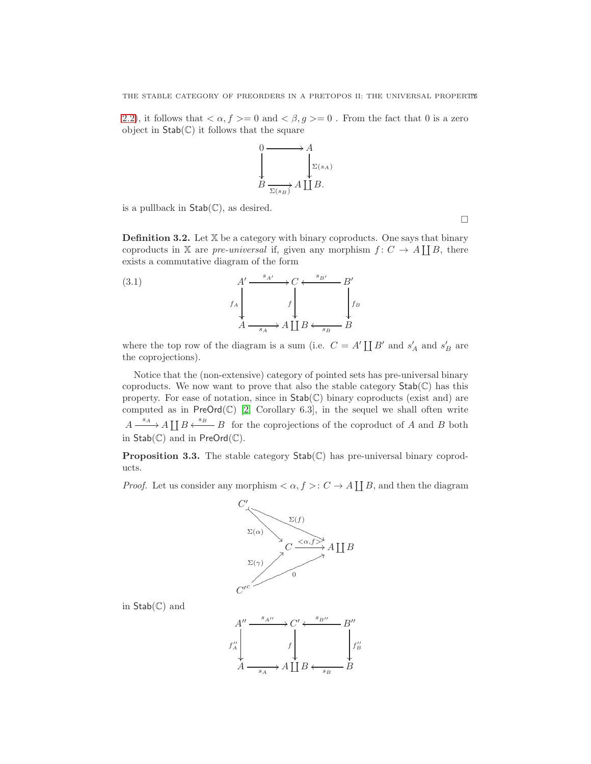2.2), it follows that $<\alpha, f>= 0$ and $<\beta, g>= 0$ . From the fact that 0 is a zero object in $\mathsf{Stab}(\mathbb{C})$ it follows that the square

$$\begin{array}{ccc} 0 & \longrightarrow & A \\ \downarrow & & \downarrow{\scriptstyle \Sigma(s_A)} \\ B & \xrightarrow[\Sigma(s_B)]{} & A\coprod B. \end{array}$$

is a pullback in $\mathsf{Stab}(\mathbb{C})$, as desired.

□

**Definition 3.2.** Let $\mathbb{X}$ be a category with binary coproducts. One says that binary coproducts in $\mathbb{X}$ are *pre-universal* if, given any morphism $f\colon C \to A\coprod B$, there exists a commutative diagram of the form

$$\begin{array}{ccccc} A' & \xrightarrow{s_{A'}} & C & \xleftarrow{s_{B'}} & B' \\ {\scriptstyle f_A}\downarrow & & {\scriptstyle f}\downarrow & & \downarrow{\scriptstyle f_B} \\ A & \xrightarrow[s_A]{} & A\coprod B & \xleftarrow[s_B]{} & B \end{array} \tag{3.1}$$

where the top row of the diagram is a sum (i.e. $C = A'\coprod B'$ and $s'_A$ and $s'_B$ are the coprojections).

Notice that the (non-extensive) category of pointed sets has pre-universal binary coproducts. We now want to prove that also the stable category $\mathsf{Stab}(\mathbb{C})$ has this property. For ease of notation, since in $\mathsf{Stab}(\mathbb{C})$ binary coproducts (exist and) are computed as in $\mathsf{PreOrd}(\mathbb{C})$ [2, Corollary 6.3], in the sequel we shall often write $A \xrightarrow{s_A} A\coprod B \xleftarrow{s_B} B$ for the coprojections of the coproduct of $A$ and $B$ both in $\mathsf{Stab}(\mathbb{C})$ and in $\mathsf{PreOrd}(\mathbb{C})$.

**Proposition 3.3.** The stable category $\mathsf{Stab}(\mathbb{C})$ has pre-universal binary coproducts.

*Proof.* Let us consider any morphism $<\alpha, f>: C \to A\coprod B$, and then the diagram

$$\begin{array}{l} C' \xrightarrow{\Sigma(\alpha)} C,\quad C' \xrightarrow{\Sigma(f)} A\coprod B,\quad C \xrightarrow{<\alpha,f>} A\coprod B, \\ C'^c \xrightarrow{\Sigma(\gamma)} C,\quad C'^c \xrightarrow{0} A\coprod B \end{array}$$

in $\mathsf{Stab}(\mathbb{C})$ and

$$\begin{array}{ccccc} A'' & \xrightarrow{s_{A''}} & C' & \xleftarrow{s_{B''}} & B'' \\ {\scriptstyle f''_A}\downarrow & & {\scriptstyle f}\downarrow & & \downarrow{\scriptstyle f''_B} \\ A & \xrightarrow[s_A]{} & A\coprod B & \xleftarrow[s_B]{} & B \end{array}$$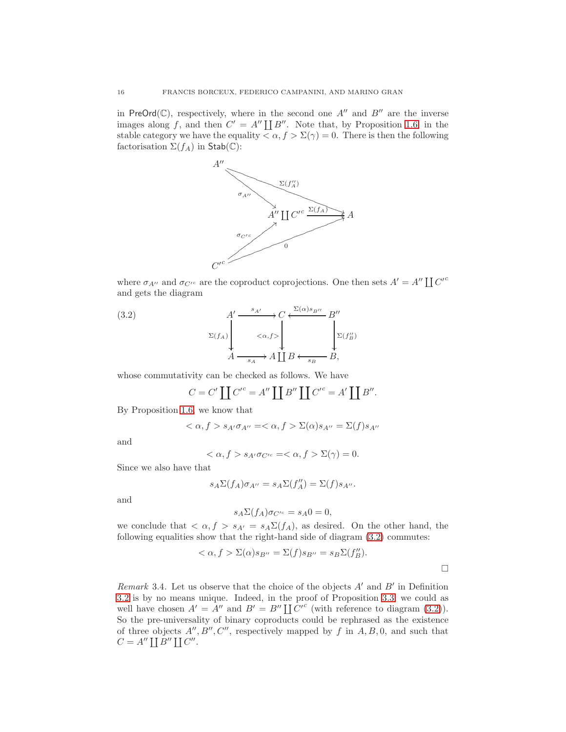in $\mathsf{PreOrd}(\mathbb{C})$, respectively, where in the second one $A''$ and $B''$ are the inverse images along $f$, and then $C' = A'' \coprod B''$. Note that, by Proposition 1.6, in the stable category we have the equality $<\alpha, f> \Sigma(\gamma) = 0$. There is then the following factorisation $\Sigma(f_A)$ in $\mathsf{Stab}(\mathbb{C})$:

$$
\begin{array}{ccc}
A'' & & \\
& \searrow^{\sigma_{A''}} \quad \overset{\Sigma(f''_A)}{\searrow} & \\
& A'' \coprod C'^c \xrightarrow{\Sigma(f_A)} & A \\
& \nearrow_{\sigma_{C'^c}} \quad \underset{0}{\nearrow} & \\
C'^c & &
\end{array}
$$

where $\sigma_{A''}$ and $\sigma_{C'^c}$ are the coproduct coprojections. One then sets $A' = A'' \coprod C'^c$ and gets the diagram

$$
\begin{array}{ccccc}
A' & \xrightarrow{s_{A'}} & C & \xleftarrow{\Sigma(\alpha)s_{B''}} & B'' \\
{\scriptstyle \Sigma(f_A)}\downarrow & & \downarrow{\scriptstyle <\alpha,f>} & & \downarrow{\scriptstyle \Sigma(f''_B)} \\
A & \xrightarrow[s_A]{} & A \coprod B & \xleftarrow[s_B]{} & B,
\end{array}
\tag{3.2}
$$

whose commutativity can be checked as follows. We have

$$C = C' \coprod C'^c = A'' \coprod B'' \coprod C'^c = A' \coprod B''.$$

By Proposition 1.6, we know that

$$<\alpha, f> s_{A'} \sigma_{A''} = <\alpha, f> \Sigma(\alpha) s_{A''} = \Sigma(f) s_{A''}$$

and

$$<\alpha, f> s_{A'} \sigma_{C'^c} = <\alpha, f> \Sigma(\gamma) = 0.$$

Since we also have that

$$s_A \Sigma(f_A) \sigma_{A''} = s_A \Sigma(f''_A) = \Sigma(f) s_{A''}.$$

and

$$s_A \Sigma(f_A) \sigma_{C'^c} = s_A 0 = 0,$$

we conclude that $<\alpha, f> s_{A'} = s_A \Sigma(f_A)$, as desired. On the other hand, the following equalities show that the right-hand side of diagram (3.2) commutes:

$$<\alpha, f> \Sigma(\alpha) s_{B''} = \Sigma(f) s_{B''} = s_B \Sigma(f''_B).$$

□

*Remark* 3.4. Let us observe that the choice of the objects $A'$ and $B'$ in Definition 3.2 is by no means unique. Indeed, in the proof of Proposition 3.3, we could as well have chosen $A' = A''$ and $B' = B'' \coprod C'^c$ (with reference to diagram (3.2)). So the pre-universality of binary coproducts could be rephrased as the existence of three objects $A'', B'', C''$, respectively mapped by $f$ in $A, B, 0$, and such that $C = A'' \coprod B'' \coprod C''$.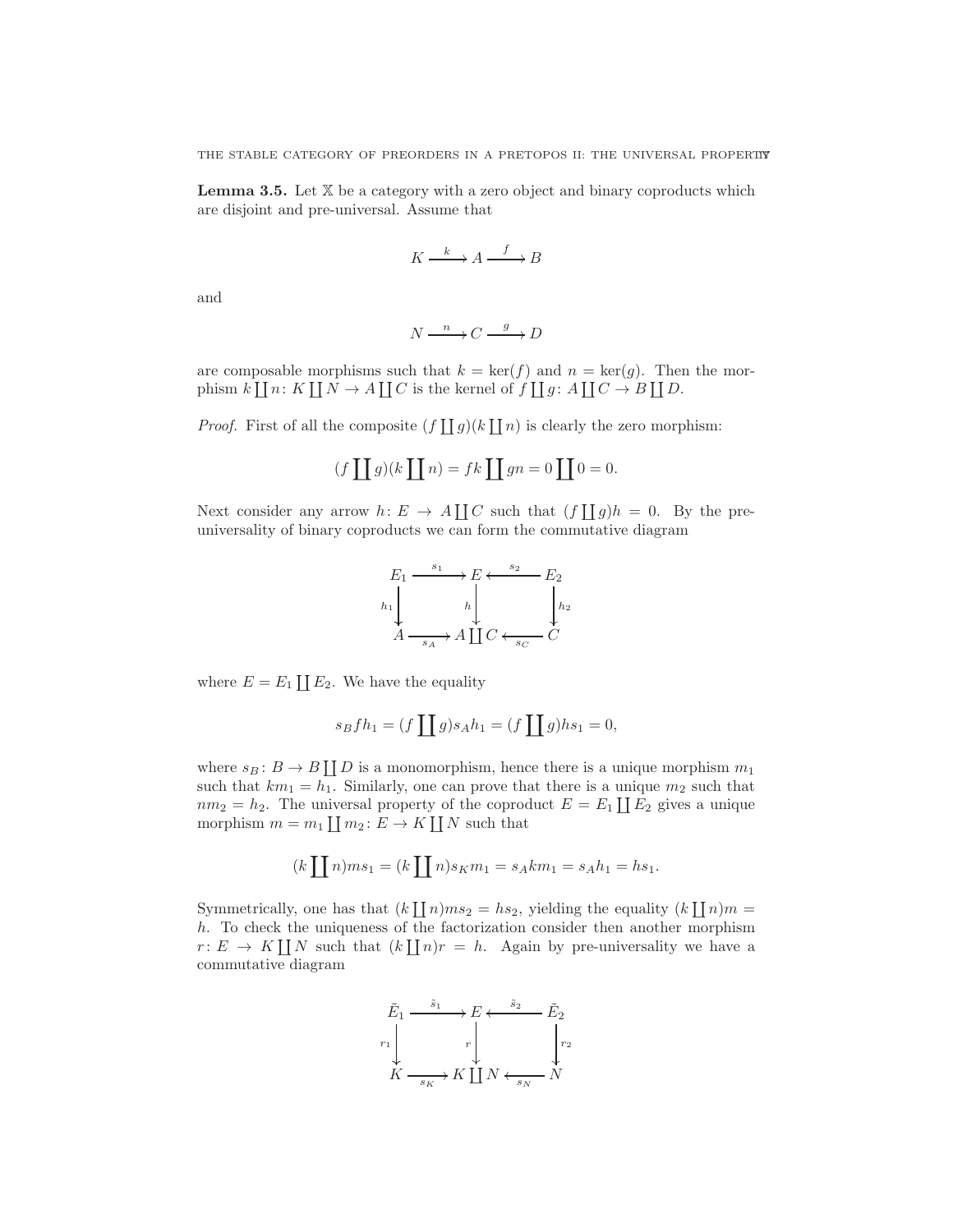**Lemma 3.5.** Let $\mathbb{X}$ be a category with a zero object and binary coproducts which are disjoint and pre-universal. Assume that

$$K \xrightarrow{\ k\ } A \xrightarrow{\ f\ } B$$

and

$$N \xrightarrow{\ n\ } C \xrightarrow{\ g\ } D$$

are composable morphisms such that $k = \ker(f)$ and $n = \ker(g)$. Then the morphism $k \coprod n \colon K \coprod N \to A \coprod C$ is the kernel of $f \coprod g \colon A \coprod C \to B \coprod D$.

*Proof.* First of all the composite $(f \coprod g)(k \coprod n)$ is clearly the zero morphism:

$$(f \coprod g)(k \coprod n) = fk \coprod gn = 0 \coprod 0 = 0.$$

Next consider any arrow $h \colon E \to A \coprod C$ such that $(f \coprod g)h = 0$. By the pre-universality of binary coproducts we can form the commutative diagram

$$\begin{array}{ccccc}
E_1 & \xrightarrow{\ s_1\ } & E & \xleftarrow{\ s_2\ } & E_2 \\
{\scriptstyle h_1}\downarrow & & {\scriptstyle h}\downarrow & & \downarrow{\scriptstyle h_2} \\
A & \xrightarrow[\ s_A\ ]{} & A \coprod C & \xleftarrow[\ s_C\ ]{} & C
\end{array}$$

where $E = E_1 \coprod E_2$. We have the equality

$$s_B f h_1 = (f \coprod g) s_A h_1 = (f \coprod g) h s_1 = 0,$$

where $s_B \colon B \to B \coprod D$ is a monomorphism, hence there is a unique morphism $m_1$ such that $km_1 = h_1$. Similarly, one can prove that there is a unique $m_2$ such that $nm_2 = h_2$. The universal property of the coproduct $E = E_1 \coprod E_2$ gives a unique morphism $m = m_1 \coprod m_2 \colon E \to K \coprod N$ such that

$$(k \coprod n) m s_1 = (k \coprod n) s_K m_1 = s_A k m_1 = s_A h_1 = h s_1.$$

Symmetrically, one has that $(k \coprod n) m s_2 = h s_2$, yielding the equality $(k \coprod n)m = h$. To check the uniqueness of the factorization consider then another morphism $r \colon E \to K \coprod N$ such that $(k \coprod n) r = h$. Again by pre-universality we have a commutative diagram

$$\begin{array}{ccccc}
\tilde{E}_1 & \xrightarrow{\ \tilde{s}_1\ } & E & \xleftarrow{\ \tilde{s}_2\ } & \tilde{E}_2 \\
{\scriptstyle r_1}\downarrow & & {\scriptstyle r}\downarrow & & \downarrow{\scriptstyle r_2} \\
K & \xrightarrow[\ s_K\ ]{} & K \coprod N & \xleftarrow[\ s_N\ ]{} & N
\end{array}$$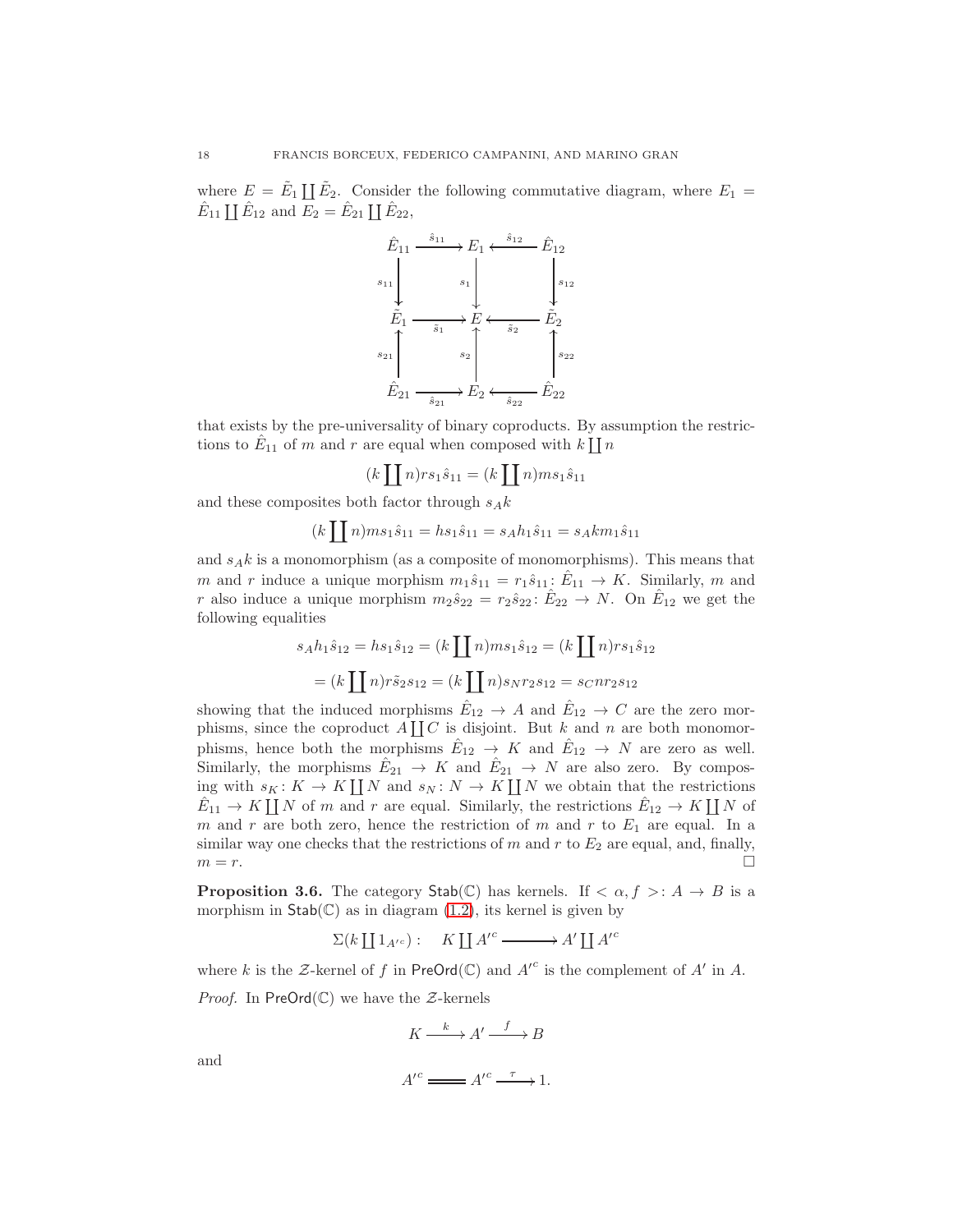where $E = \tilde{E}_1 \coprod \tilde{E}_2$. Consider the following commutative diagram, where $E_1 = \hat{E}_{11} \coprod \hat{E}_{12}$ and $E_2 = \hat{E}_{21} \coprod \hat{E}_{22}$,

$$
\begin{array}{ccccc}
\hat{E}_{11} & \xrightarrow{\hat{s}_{11}} & E_1 & \xleftarrow{\hat{s}_{12}} & \hat{E}_{12} \\
\downarrow{\scriptstyle s_{11}} & & \downarrow{\scriptstyle s_1} & & \downarrow{\scriptstyle s_{12}} \\
\tilde{E}_1 & \xrightarrow[\tilde{s}_1]{} & E & \xleftarrow[\tilde{s}_2]{} & \tilde{E}_2 \\
\uparrow{\scriptstyle s_{21}} & & \uparrow{\scriptstyle s_2} & & \uparrow{\scriptstyle s_{22}} \\
\hat{E}_{21} & \xrightarrow[\hat{s}_{21}]{} & E_2 & \xleftarrow[\hat{s}_{22}]{} & \hat{E}_{22}
\end{array}
$$

that exists by the pre-universality of binary coproducts. By assumption the restrictions to $\hat{E}_{11}$ of $m$ and $r$ are equal when composed with $k \coprod n$

$$(k \textstyle\coprod n) r s_1 \hat{s}_{11} = (k \coprod n) m s_1 \hat{s}_{11}$$

and these composites both factor through $s_A k$

$$(k \textstyle\coprod n) m s_1 \hat{s}_{11} = h s_1 \hat{s}_{11} = s_A h_1 \hat{s}_{11} = s_A k m_1 \hat{s}_{11}$$

and $s_A k$ is a monomorphism (as a composite of monomorphisms). This means that $m$ and $r$ induce a unique morphism $m_1 \hat{s}_{11} = r_1 \hat{s}_{11} \colon \hat{E}_{11} \to K$. Similarly, $m$ and $r$ also induce a unique morphism $m_2 \hat{s}_{22} = r_2 \hat{s}_{22} \colon \hat{E}_{22} \to N$. On $\hat{E}_{12}$ we get the following equalities

$$
\begin{aligned}
s_A h_1 \hat{s}_{12} = h s_1 \hat{s}_{12} &= (k \textstyle\coprod n) m s_1 \hat{s}_{12} = (k \coprod n) r s_1 \hat{s}_{12} \\
&= (k \textstyle\coprod n) r \tilde{s}_2 s_{12} = (k \coprod n) s_N r_2 s_{12} = s_C n r_2 s_{12}
\end{aligned}
$$

showing that the induced morphisms $\hat{E}_{12} \to A$ and $\hat{E}_{12} \to C$ are the zero morphisms, since the coproduct $A \coprod C$ is disjoint. But $k$ and $n$ are both monomorphisms, hence both the morphisms $\hat{E}_{12} \to K$ and $\hat{E}_{12} \to N$ are zero as well. Similarly, the morphisms $\hat{E}_{21} \to K$ and $\hat{E}_{21} \to N$ are also zero. By composing with $s_K \colon K \to K \coprod N$ and $s_N \colon N \to K \coprod N$ we obtain that the restrictions $\hat{E}_{11} \to K \coprod N$ of $m$ and $r$ are equal. Similarly, the restrictions $\hat{E}_{12} \to K \coprod N$ of $m$ and $r$ are both zero, hence the restriction of $m$ and $r$ to $E_1$ are equal. In a similar way one checks that the restrictions of $m$ and $r$ to $E_2$ are equal, and, finally, $m = r$. $\square$

**Proposition 3.6.** The category $\mathsf{Stab}(\mathbb{C})$ has kernels. If $< \alpha, f >: A \to B$ is a morphism in $\mathsf{Stab}(\mathbb{C})$ as in diagram (1.2), its kernel is given by

$$\Sigma(k \textstyle\coprod 1_{A'^c}) : \quad K \coprod A'^c \longrightarrow A' \coprod A'^c$$

where $k$ is the $\mathcal{Z}$-kernel of $f$ in $\mathsf{PreOrd}(\mathbb{C})$ and $A'^c$ is the complement of $A'$ in $A$.

*Proof.* In $\mathsf{PreOrd}(\mathbb{C})$ we have the $\mathcal{Z}$-kernels

$$K \xrightarrow{\ k\ } A' \xrightarrow{\ f\ } B$$

and

$$A'^c \;=\!=\!=\; A'^c \xrightarrow{\ \tau\ } 1.$$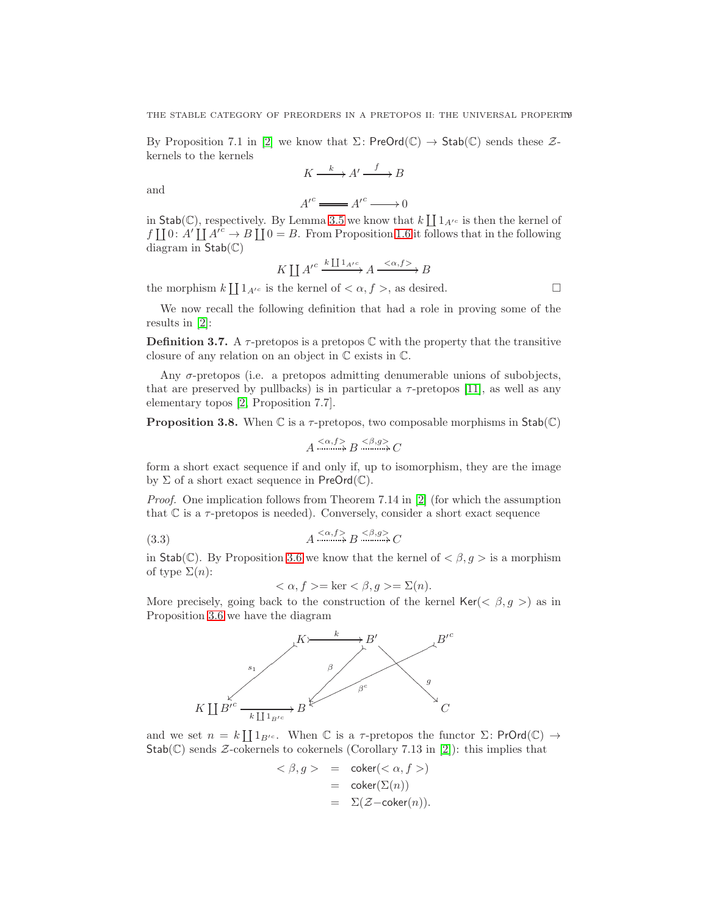By Proposition 7.1 in [2] we know that $\Sigma\colon \mathsf{PreOrd}(\mathbb{C}) \to \mathsf{Stab}(\mathbb{C})$ sends these $\mathcal{Z}$-kernels to the kernels

$$K \xrightarrow{\;k\;} A' \xrightarrow{\;f\;} B$$

and

$$A'^c = A'^c \longrightarrow 0$$

in $\mathsf{Stab}(\mathbb{C})$, respectively. By Lemma 3.5 we know that $k \coprod 1_{A'^c}$ is then the kernel of $f \coprod 0\colon A' \coprod A'^c \to B \coprod 0 = B$. From Proposition 1.6 it follows that in the following diagram in $\mathsf{Stab}(\mathbb{C})$

$$K \coprod A'^c \xrightarrow{\;k \coprod 1_{A'^c}\;} A \xrightarrow{\;<\alpha, f>\;} B$$

the morphism $k \coprod 1_{A'^c}$ is the kernel of $<\alpha, f>$, as desired. $\square$

We now recall the following definition that had a role in proving some of the results in [2]:

**Definition 3.7.** A $\tau$-pretopos is a pretopos $\mathbb{C}$ with the property that the transitive closure of any relation on an object in $\mathbb{C}$ exists in $\mathbb{C}$.

Any $\sigma$-pretopos (i.e. a pretopos admitting denumerable unions of subobjects, that are preserved by pullbacks) is in particular a $\tau$-pretopos [11], as well as any elementary topos [2, Proposition 7.7].

**Proposition 3.8.** When $\mathbb{C}$ is a $\tau$-pretopos, two composable morphisms in $\mathsf{Stab}(\mathbb{C})$

$$A \overset{<\alpha,f>}{\dashrightarrow} B \overset{<\beta,g>}{\dashrightarrow} C$$

form a short exact sequence if and only if, up to isomorphism, they are the image by $\Sigma$ of a short exact sequence in $\mathsf{PreOrd}(\mathbb{C})$.

*Proof.* One implication follows from Theorem 7.14 in [2] (for which the assumption that $\mathbb{C}$ is a $\tau$-pretopos is needed). Conversely, consider a short exact sequence

$$A \overset{<\alpha,f>}{\dashrightarrow} B \overset{<\beta,g>}{\dashrightarrow} C \tag{3.3}$$

in $\mathsf{Stab}(\mathbb{C})$. By Proposition 3.6 we know that the kernel of $<\beta, g>$ is a morphism of type $\Sigma(n)$:

$$<\alpha, f> = \ker <\beta, g> = \Sigma(n).$$

More precisely, going back to the construction of the kernel $\mathsf{Ker}(<\beta, g>)$ as in Proposition 3.6 we have the diagram

$$\begin{array}{ccccccc}
 & & K & \xrightarrow{\;k\;} & B' & & B'^c \\
 & \swarrow_{s_1} & & \swarrow_{\beta} & & \searrow_{g} \quad \swarrow_{\beta^c} & \\
K \coprod B'^c & & \xrightarrow{\;k \coprod 1_{B'^c}\;} & B & & & C
\end{array}$$

and we set $n = k \coprod 1_{B'^c}$. When $\mathbb{C}$ is a $\tau$-pretopos the functor $\Sigma\colon \mathsf{PrOrd}(\mathbb{C}) \to \mathsf{Stab}(\mathbb{C})$ sends $\mathcal{Z}$-cokernels to cokernels (Corollary 7.13 in [2]): this implies that

$$\begin{aligned}
<\beta, g> &= \mathsf{coker}(<\alpha, f>) \\
&= \mathsf{coker}(\Sigma(n)) \\
&= \Sigma(\mathcal{Z}{-}\mathsf{coker}(n)).
\end{aligned}$$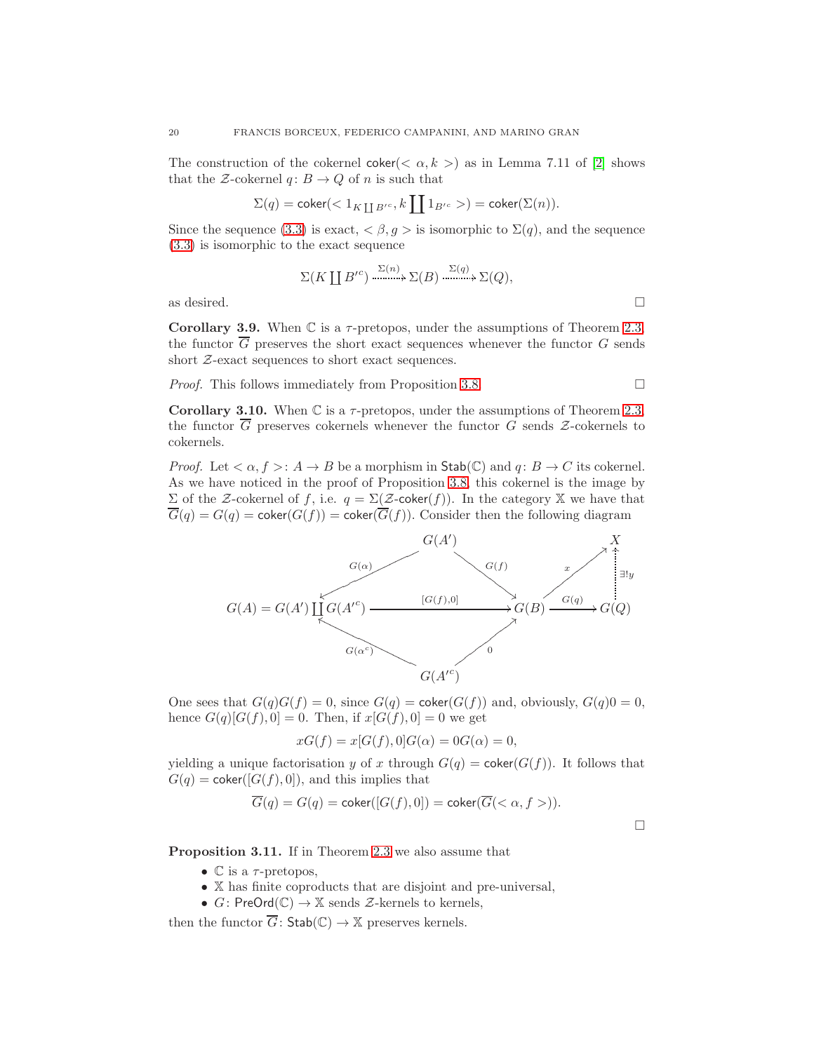The construction of the cokernel $\mathsf{coker}(<\alpha, k>)$ as in Lemma 7.11 of [2] shows that the $\mathcal{Z}$-cokernel $q\colon B \to Q$ of $n$ is such that

$$\Sigma(q) = \mathsf{coker}(< 1_{K \coprod B'^c}, k \coprod 1_{B'^c} >) = \mathsf{coker}(\Sigma(n)).$$

Since the sequence (3.3) is exact, $<\beta, g>$ is isomorphic to $\Sigma(q)$, and the sequence (3.3) is isomorphic to the exact sequence

$$\Sigma(K \coprod B'^c) \xrightarrow{\Sigma(n)} \Sigma(B) \xrightarrow{\Sigma(q)} \Sigma(Q),$$

as desired. □

**Corollary 3.9.** When $\mathbb{C}$ is a $\tau$-pretopos, under the assumptions of Theorem 2.3 the functor $\overline{G}$ preserves the short exact sequences whenever the functor $G$ sends short $\mathcal{Z}$-exact sequences to short exact sequences.

*Proof.* This follows immediately from Proposition 3.8. □

**Corollary 3.10.** When $\mathbb{C}$ is a $\tau$-pretopos, under the assumptions of Theorem 2.3 the functor $\overline{G}$ preserves cokernels whenever the functor $G$ sends $\mathcal{Z}$-cokernels to cokernels.

*Proof.* Let $<\alpha, f>\colon A \to B$ be a morphism in $\mathsf{Stab}(\mathbb{C})$ and $q\colon B \to C$ its cokernel. As we have noticed in the proof of Proposition 3.8, this cokernel is the image by $\Sigma$ of the $\mathcal{Z}$-cokernel of $f$, i.e. $q = \Sigma(\mathcal{Z}\text{-}\mathsf{coker}(f))$. In the category $\mathbb{X}$ we have that $\overline{G}(q) = G(q) = \mathsf{coker}(G(f)) = \mathsf{coker}(\overline{G}(f))$. Consider then the following diagram

$$\begin{array}{ccccccc}
 & & G(A') & & & & X \\
 & {\scriptstyle G(\alpha)}\swarrow & & \searrow{\scriptstyle G(f)} & & {\scriptstyle x}\nearrow & \uparrow{\scriptstyle \exists! y} \\
G(A) = G(A') \coprod G(A'^c) & & \xrightarrow{\quad [G(f),0] \quad} & & G(B) & \xrightarrow{G(q)} & G(Q) \\
 & {\scriptstyle G(\alpha^c)}\nwarrow & & \nearrow{\scriptstyle 0} & & & \\
 & & G(A'^c) & & & &
\end{array}$$

One sees that $G(q)G(f) = 0$, since $G(q) = \mathsf{coker}(G(f))$ and, obviously, $G(q)0 = 0$, hence $G(q)[G(f), 0] = 0$. Then, if $x[G(f), 0] = 0$ we get

$$xG(f) = x[G(f), 0]G(\alpha) = 0G(\alpha) = 0,$$

yielding a unique factorisation $y$ of $x$ through $G(q) = \mathsf{coker}(G(f))$. It follows that $G(q) = \mathsf{coker}([G(f), 0])$, and this implies that

$$\overline{G}(q) = G(q) = \mathsf{coker}([G(f), 0]) = \mathsf{coker}(\overline{G}(<\alpha, f>)).$$

□

**Proposition 3.11.** If in Theorem 2.3 we also assume that

- $\mathbb{C}$ is a $\tau$-pretopos,
- $\mathbb{X}$ has finite coproducts that are disjoint and pre-universal,
- $G\colon \mathsf{PreOrd}(\mathbb{C}) \to \mathbb{X}$ sends $\mathcal{Z}$-kernels to kernels,

then the functor $\overline{G}\colon \mathsf{Stab}(\mathbb{C}) \to \mathbb{X}$ preserves kernels.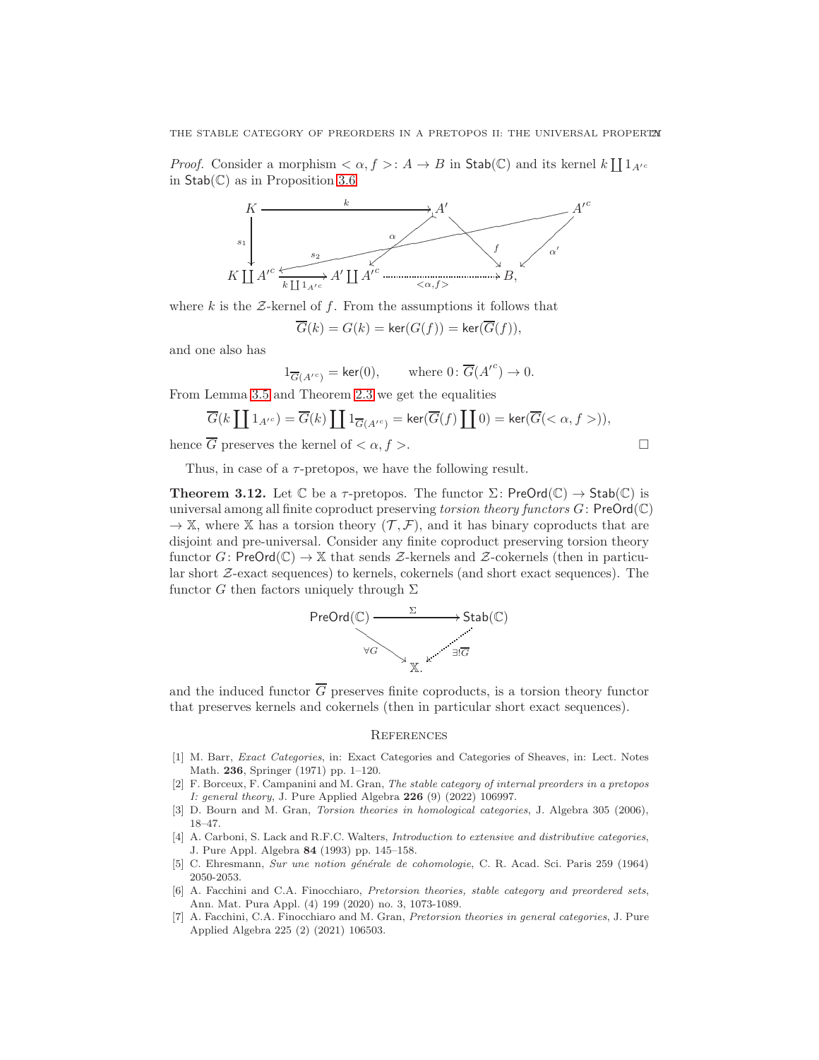*Proof.* Consider a morphism $<\alpha, f>: A \to B$ in $\mathsf{Stab}(\mathbb{C})$ and its kernel $k \coprod 1_{A'^c}$ in $\mathsf{Stab}(\mathbb{C})$ as in Proposition 3.6

$$\begin{array}{ccccccc}
K & \xrightarrow{\quad k \quad} & A' & & & & A'^c \\
\downarrow{s_1} & & & & & & \\
K \coprod A'^c & \xrightarrow{k \coprod 1_{A'^c}} & A' \coprod A'^c & \xrightarrow{<\alpha, f>} & B, & &
\end{array}$$

(with arrows $\alpha: A' \to A' \coprod A'^c$, $s_2: A'^c \to K \coprod A'^c$, $f: A' \to B$, $\alpha': A'^c \to B$)

where $k$ is the $\mathcal{Z}$-kernel of $f$. From the assumptions it follows that

$$\overline{G}(k) = G(k) = \mathsf{ker}(G(f)) = \mathsf{ker}(\overline{G}(f)),$$

and one also has

$$1_{\overline{G}(A'^c)} = \mathsf{ker}(0), \qquad \text{where } 0: \overline{G}(A'^c) \to 0.$$

From Lemma 3.5 and Theorem 2.3 we get the equalities

$$\overline{G}(k \coprod 1_{A'^c}) = \overline{G}(k) \coprod 1_{\overline{G}(A'^c)} = \mathsf{ker}(\overline{G}(f) \coprod 0) = \mathsf{ker}(\overline{G}(<\alpha, f>)),$$

hence $\overline{G}$ preserves the kernel of $<\alpha, f>$. $\square$

Thus, in case of a $\tau$-pretopos, we have the following result.

**Theorem 3.12.** Let $\mathbb{C}$ be a $\tau$-pretopos. The functor $\Sigma: \mathsf{PreOrd}(\mathbb{C}) \to \mathsf{Stab}(\mathbb{C})$ is universal among all finite coproduct preserving *torsion theory functors* $G: \mathsf{PreOrd}(\mathbb{C}) \to \mathbb{X}$, where $\mathbb{X}$ has a torsion theory $(\mathcal{T}, \mathcal{F})$, and it has binary coproducts that are disjoint and pre-universal. Consider any finite coproduct preserving torsion theory functor $G: \mathsf{PreOrd}(\mathbb{C}) \to \mathbb{X}$ that sends $\mathcal{Z}$-kernels and $\mathcal{Z}$-cokernels (then in particular short $\mathcal{Z}$-exact sequences) to kernels, cokernels (and short exact sequences). The functor $G$ then factors uniquely through $\Sigma$

$$\begin{array}{ccc}
\mathsf{PreOrd}(\mathbb{C}) & \xrightarrow{\quad \Sigma \quad} & \mathsf{Stab}(\mathbb{C}) \\
& {\scriptstyle \forall G} \searrow & \swarrow {\scriptstyle \exists ! \overline{G}} \\
& \mathbb{X}. &
\end{array}$$

and the induced functor $\overline{G}$ preserves finite coproducts, is a torsion theory functor that preserves kernels and cokernels (then in particular short exact sequences).

## References

[1] M. Barr, *Exact Categories*, in: Exact Categories and Categories of Sheaves, in: Lect. Notes Math. **236**, Springer (1971) pp. 1–120.

[2] F. Borceux, F. Campanini and M. Gran, *The stable category of internal preorders in a pretopos I: general theory*, J. Pure Applied Algebra **226** (9) (2022) 106997.

[3] D. Bourn and M. Gran, *Torsion theories in homological categories*, J. Algebra 305 (2006), 18–47.

[4] A. Carboni, S. Lack and R.F.C. Walters, *Introduction to extensive and distributive categories*, J. Pure Appl. Algebra **84** (1993) pp. 145–158.

[5] C. Ehresmann, *Sur une notion générale de cohomologie*, C. R. Acad. Sci. Paris 259 (1964) 2050-2053.

[6] A. Facchini and C.A. Finocchiaro, *Pretorsion theories, stable category and preordered sets*, Ann. Mat. Pura Appl. (4) 199 (2020) no. 3, 1073-1089.

[7] A. Facchini, C.A. Finocchiaro and M. Gran, *Pretorsion theories in general categories*, J. Pure Applied Algebra 225 (2) (2021) 106503.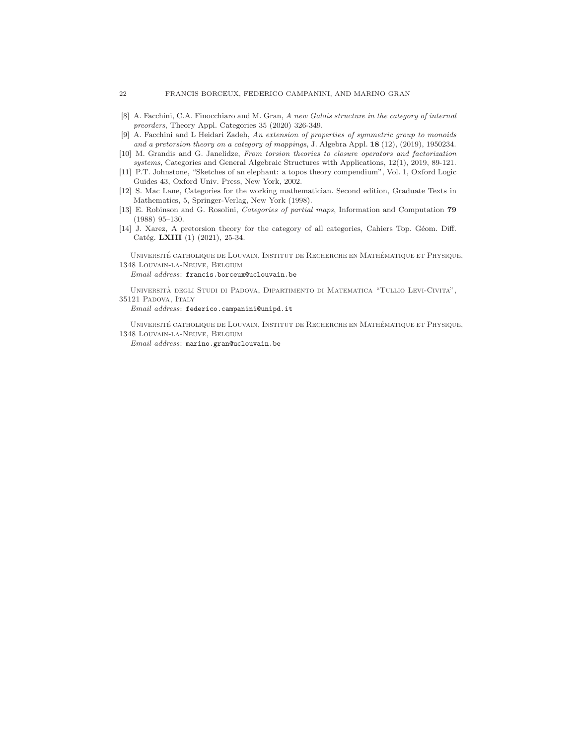[8] A. Facchini, C.A. Finocchiaro and M. Gran, *A new Galois structure in the category of internal preorders*, Theory Appl. Categories 35 (2020) 326-349.

[9] A. Facchini and L Heidari Zadeh, *An extension of properties of symmetric group to monoids and a pretorsion theory on a category of mappings*, J. Algebra Appl. **18** (12), (2019), 1950234.

[10] M. Grandis and G. Janelidze, *From torsion theories to closure operators and factorization systems,* Categories and General Algebraic Structures with Applications, 12(1), 2019, 89-121.

[11] P.T. Johnstone, "Sketches of an elephant: a topos theory compendium", Vol. 1, Oxford Logic Guides 43, Oxford Univ. Press, New York, 2002.

[12] S. Mac Lane, Categories for the working mathematician. Second edition, Graduate Texts in Mathematics, 5, Springer-Verlag, New York (1998).

[13] E. Robinson and G. Rosolini, *Categories of partial maps*, Information and Computation **79** (1988) 95–130.

[14] J. Xarez, A pretorsion theory for the category of all categories, Cahiers Top. Géom. Diff. Catég. **LXIII** (1) (2021), 25-34.

Université catholique de Louvain, Institut de Recherche en Mathématique et Physique, 1348 Louvain-la-Neuve, Belgium

*Email address*: `francis.borceux@uclouvain.be`

Università degli Studi di Padova, Dipartimento di Matematica "Tullio Levi-Civita", 35121 Padova, Italy

*Email address*: `federico.campanini@unipd.it`

Université catholique de Louvain, Institut de Recherche en Mathématique et Physique, 1348 Louvain-la-Neuve, Belgium

*Email address*: `marino.gran@uclouvain.be`